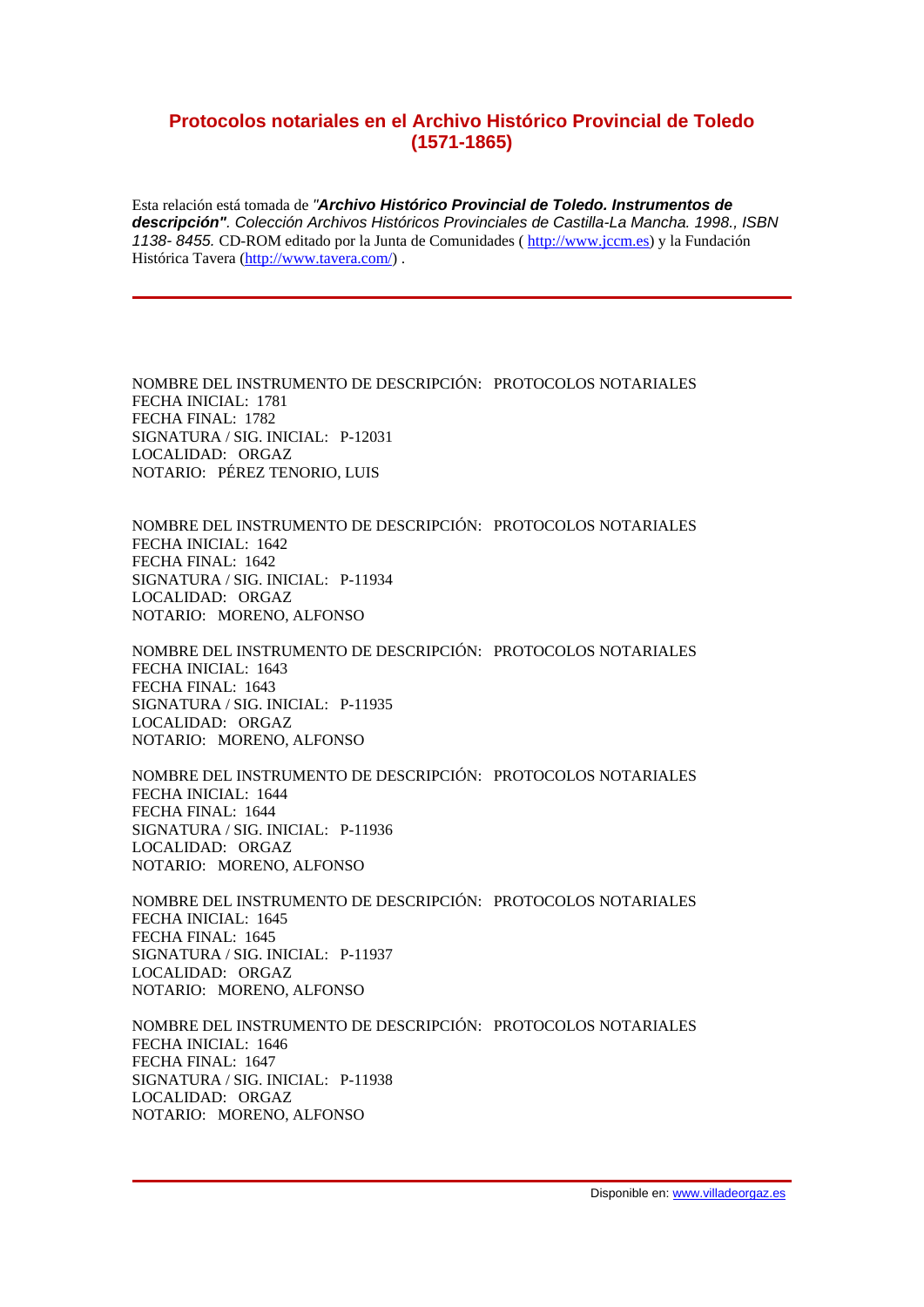## Protocolos notariales en el Archivo Histórico Provincial de Toledo (1571-1865)

Esta relación está tomada de ***"Archivo Histórico Provincial de Toledo. Instrumentos de descripción"****. Colección Archivos Históricos Provinciales de Castilla-La Mancha. 1998., ISBN 1138- 8455.* CD-ROM editado por la Junta de Comunidades ( http://www.jccm.es) y la Fundación Histórica Tavera (http://www.tavera.com/) .

---

NOMBRE DEL INSTRUMENTO DE DESCRIPCIÓN: PROTOCOLOS NOTARIALES
FECHA INICIAL: 1781
FECHA FINAL: 1782
SIGNATURA / SIG. INICIAL: P-12031
LOCALIDAD: ORGAZ
NOTARIO: PÉREZ TENORIO, LUIS

NOMBRE DEL INSTRUMENTO DE DESCRIPCIÓN: PROTOCOLOS NOTARIALES
FECHA INICIAL: 1642
FECHA FINAL: 1642
SIGNATURA / SIG. INICIAL: P-11934
LOCALIDAD: ORGAZ
NOTARIO: MORENO, ALFONSO

NOMBRE DEL INSTRUMENTO DE DESCRIPCIÓN: PROTOCOLOS NOTARIALES
FECHA INICIAL: 1643
FECHA FINAL: 1643
SIGNATURA / SIG. INICIAL: P-11935
LOCALIDAD: ORGAZ
NOTARIO: MORENO, ALFONSO

NOMBRE DEL INSTRUMENTO DE DESCRIPCIÓN: PROTOCOLOS NOTARIALES
FECHA INICIAL: 1644
FECHA FINAL: 1644
SIGNATURA / SIG. INICIAL: P-11936
LOCALIDAD: ORGAZ
NOTARIO: MORENO, ALFONSO

NOMBRE DEL INSTRUMENTO DE DESCRIPCIÓN: PROTOCOLOS NOTARIALES
FECHA INICIAL: 1645
FECHA FINAL: 1645
SIGNATURA / SIG. INICIAL: P-11937
LOCALIDAD: ORGAZ
NOTARIO: MORENO, ALFONSO

NOMBRE DEL INSTRUMENTO DE DESCRIPCIÓN: PROTOCOLOS NOTARIALES
FECHA INICIAL: 1646
FECHA FINAL: 1647
SIGNATURA / SIG. INICIAL: P-11938
LOCALIDAD: ORGAZ
NOTARIO: MORENO, ALFONSO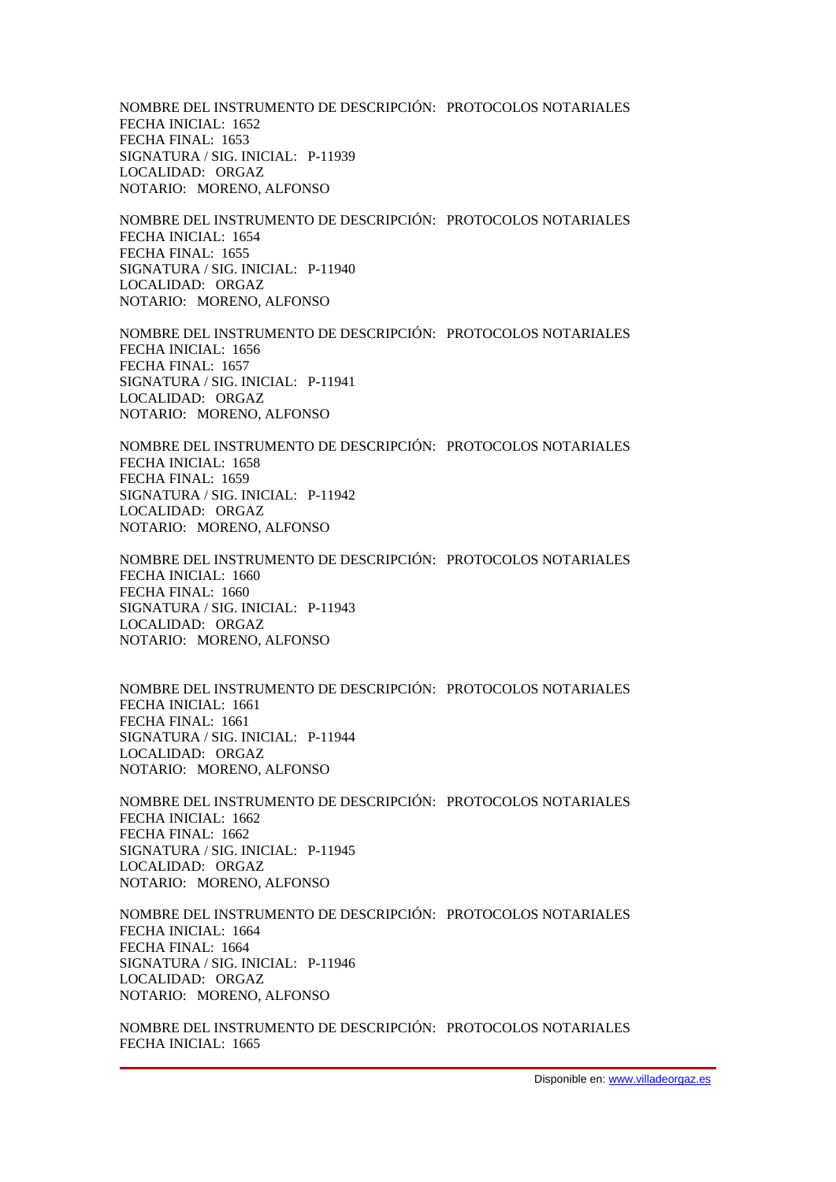NOMBRE DEL INSTRUMENTO DE DESCRIPCIÓN: PROTOCOLOS NOTARIALES
FECHA INICIAL: 1652
FECHA FINAL: 1653
SIGNATURA / SIG. INICIAL: P-11939
LOCALIDAD: ORGAZ
NOTARIO: MORENO, ALFONSO

NOMBRE DEL INSTRUMENTO DE DESCRIPCIÓN: PROTOCOLOS NOTARIALES
FECHA INICIAL: 1654
FECHA FINAL: 1655
SIGNATURA / SIG. INICIAL: P-11940
LOCALIDAD: ORGAZ
NOTARIO: MORENO, ALFONSO

NOMBRE DEL INSTRUMENTO DE DESCRIPCIÓN: PROTOCOLOS NOTARIALES
FECHA INICIAL: 1656
FECHA FINAL: 1657
SIGNATURA / SIG. INICIAL: P-11941
LOCALIDAD: ORGAZ
NOTARIO: MORENO, ALFONSO

NOMBRE DEL INSTRUMENTO DE DESCRIPCIÓN: PROTOCOLOS NOTARIALES
FECHA INICIAL: 1658
FECHA FINAL: 1659
SIGNATURA / SIG. INICIAL: P-11942
LOCALIDAD: ORGAZ
NOTARIO: MORENO, ALFONSO

NOMBRE DEL INSTRUMENTO DE DESCRIPCIÓN: PROTOCOLOS NOTARIALES
FECHA INICIAL: 1660
FECHA FINAL: 1660
SIGNATURA / SIG. INICIAL: P-11943
LOCALIDAD: ORGAZ
NOTARIO: MORENO, ALFONSO

NOMBRE DEL INSTRUMENTO DE DESCRIPCIÓN: PROTOCOLOS NOTARIALES
FECHA INICIAL: 1661
FECHA FINAL: 1661
SIGNATURA / SIG. INICIAL: P-11944
LOCALIDAD: ORGAZ
NOTARIO: MORENO, ALFONSO

NOMBRE DEL INSTRUMENTO DE DESCRIPCIÓN: PROTOCOLOS NOTARIALES
FECHA INICIAL: 1662
FECHA FINAL: 1662
SIGNATURA / SIG. INICIAL: P-11945
LOCALIDAD: ORGAZ
NOTARIO: MORENO, ALFONSO

NOMBRE DEL INSTRUMENTO DE DESCRIPCIÓN: PROTOCOLOS NOTARIALES
FECHA INICIAL: 1664
FECHA FINAL: 1664
SIGNATURA / SIG. INICIAL: P-11946
LOCALIDAD: ORGAZ
NOTARIO: MORENO, ALFONSO

NOMBRE DEL INSTRUMENTO DE DESCRIPCIÓN: PROTOCOLOS NOTARIALES
FECHA INICIAL: 1665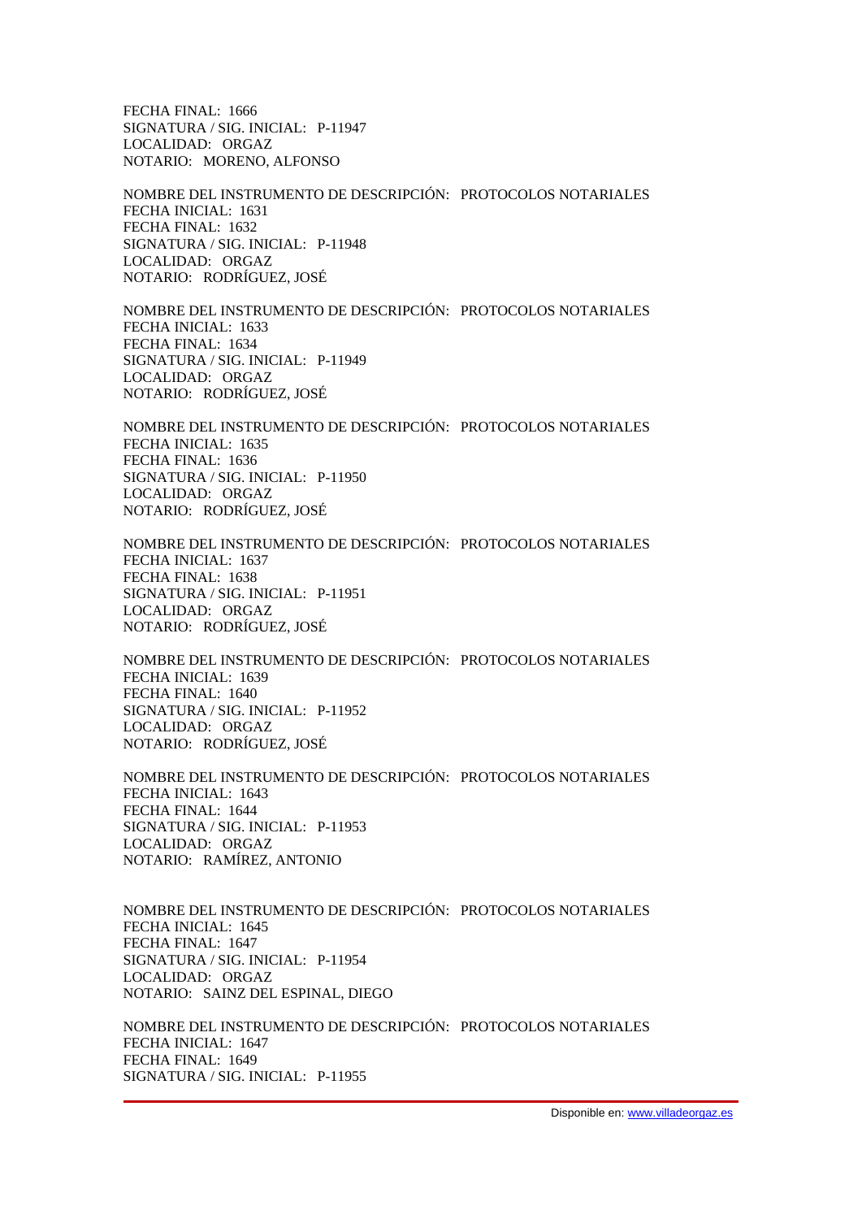FECHA FINAL: 1666
SIGNATURA / SIG. INICIAL: P-11947
LOCALIDAD: ORGAZ
NOTARIO: MORENO, ALFONSO

NOMBRE DEL INSTRUMENTO DE DESCRIPCIÓN: PROTOCOLOS NOTARIALES
FECHA INICIAL: 1631
FECHA FINAL: 1632
SIGNATURA / SIG. INICIAL: P-11948
LOCALIDAD: ORGAZ
NOTARIO: RODRÍGUEZ, JOSÉ

NOMBRE DEL INSTRUMENTO DE DESCRIPCIÓN: PROTOCOLOS NOTARIALES
FECHA INICIAL: 1633
FECHA FINAL: 1634
SIGNATURA / SIG. INICIAL: P-11949
LOCALIDAD: ORGAZ
NOTARIO: RODRÍGUEZ, JOSÉ

NOMBRE DEL INSTRUMENTO DE DESCRIPCIÓN: PROTOCOLOS NOTARIALES
FECHA INICIAL: 1635
FECHA FINAL: 1636
SIGNATURA / SIG. INICIAL: P-11950
LOCALIDAD: ORGAZ
NOTARIO: RODRÍGUEZ, JOSÉ

NOMBRE DEL INSTRUMENTO DE DESCRIPCIÓN: PROTOCOLOS NOTARIALES
FECHA INICIAL: 1637
FECHA FINAL: 1638
SIGNATURA / SIG. INICIAL: P-11951
LOCALIDAD: ORGAZ
NOTARIO: RODRÍGUEZ, JOSÉ

NOMBRE DEL INSTRUMENTO DE DESCRIPCIÓN: PROTOCOLOS NOTARIALES
FECHA INICIAL: 1639
FECHA FINAL: 1640
SIGNATURA / SIG. INICIAL: P-11952
LOCALIDAD: ORGAZ
NOTARIO: RODRÍGUEZ, JOSÉ

NOMBRE DEL INSTRUMENTO DE DESCRIPCIÓN: PROTOCOLOS NOTARIALES
FECHA INICIAL: 1643
FECHA FINAL: 1644
SIGNATURA / SIG. INICIAL: P-11953
LOCALIDAD: ORGAZ
NOTARIO: RAMÍREZ, ANTONIO

NOMBRE DEL INSTRUMENTO DE DESCRIPCIÓN: PROTOCOLOS NOTARIALES
FECHA INICIAL: 1645
FECHA FINAL: 1647
SIGNATURA / SIG. INICIAL: P-11954
LOCALIDAD: ORGAZ
NOTARIO: SAINZ DEL ESPINAL, DIEGO

NOMBRE DEL INSTRUMENTO DE DESCRIPCIÓN: PROTOCOLOS NOTARIALES
FECHA INICIAL: 1647
FECHA FINAL: 1649
SIGNATURA / SIG. INICIAL: P-11955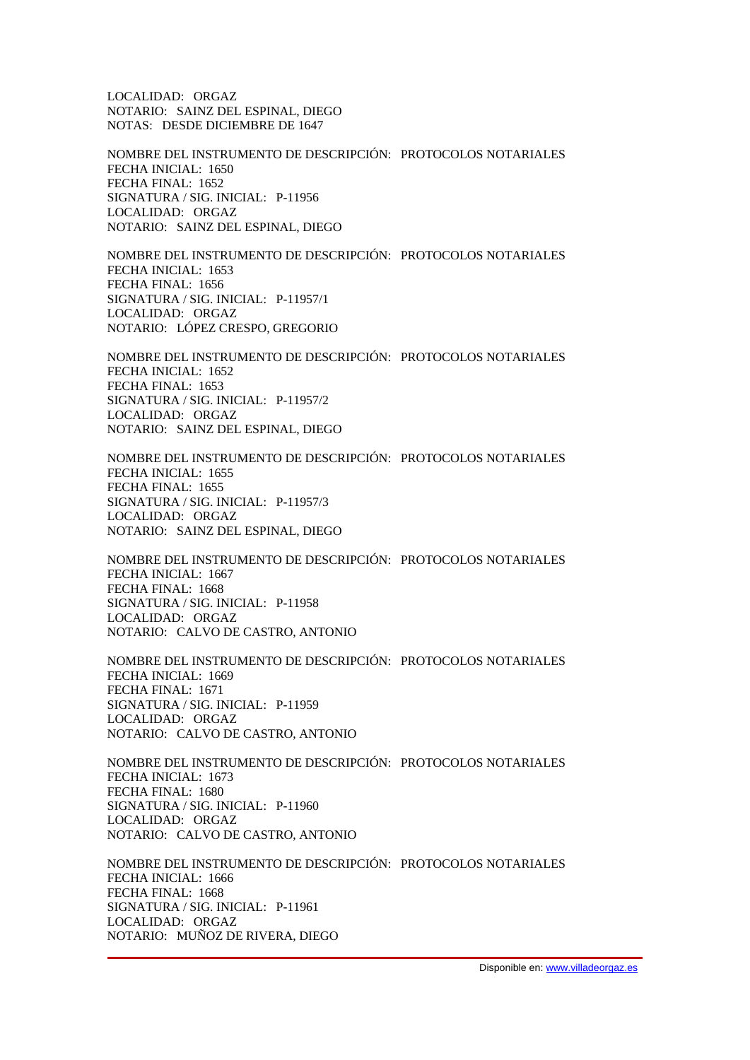LOCALIDAD: ORGAZ
NOTARIO: SAINZ DEL ESPINAL, DIEGO
NOTAS: DESDE DICIEMBRE DE 1647

NOMBRE DEL INSTRUMENTO DE DESCRIPCIÓN: PROTOCOLOS NOTARIALES
FECHA INICIAL: 1650
FECHA FINAL: 1652
SIGNATURA / SIG. INICIAL: P-11956
LOCALIDAD: ORGAZ
NOTARIO: SAINZ DEL ESPINAL, DIEGO

NOMBRE DEL INSTRUMENTO DE DESCRIPCIÓN: PROTOCOLOS NOTARIALES
FECHA INICIAL: 1653
FECHA FINAL: 1656
SIGNATURA / SIG. INICIAL: P-11957/1
LOCALIDAD: ORGAZ
NOTARIO: LÓPEZ CRESPO, GREGORIO

NOMBRE DEL INSTRUMENTO DE DESCRIPCIÓN: PROTOCOLOS NOTARIALES
FECHA INICIAL: 1652
FECHA FINAL: 1653
SIGNATURA / SIG. INICIAL: P-11957/2
LOCALIDAD: ORGAZ
NOTARIO: SAINZ DEL ESPINAL, DIEGO

NOMBRE DEL INSTRUMENTO DE DESCRIPCIÓN: PROTOCOLOS NOTARIALES
FECHA INICIAL: 1655
FECHA FINAL: 1655
SIGNATURA / SIG. INICIAL: P-11957/3
LOCALIDAD: ORGAZ
NOTARIO: SAINZ DEL ESPINAL, DIEGO

NOMBRE DEL INSTRUMENTO DE DESCRIPCIÓN: PROTOCOLOS NOTARIALES
FECHA INICIAL: 1667
FECHA FINAL: 1668
SIGNATURA / SIG. INICIAL: P-11958
LOCALIDAD: ORGAZ
NOTARIO: CALVO DE CASTRO, ANTONIO

NOMBRE DEL INSTRUMENTO DE DESCRIPCIÓN: PROTOCOLOS NOTARIALES
FECHA INICIAL: 1669
FECHA FINAL: 1671
SIGNATURA / SIG. INICIAL: P-11959
LOCALIDAD: ORGAZ
NOTARIO: CALVO DE CASTRO, ANTONIO

NOMBRE DEL INSTRUMENTO DE DESCRIPCIÓN: PROTOCOLOS NOTARIALES
FECHA INICIAL: 1673
FECHA FINAL: 1680
SIGNATURA / SIG. INICIAL: P-11960
LOCALIDAD: ORGAZ
NOTARIO: CALVO DE CASTRO, ANTONIO

NOMBRE DEL INSTRUMENTO DE DESCRIPCIÓN: PROTOCOLOS NOTARIALES
FECHA INICIAL: 1666
FECHA FINAL: 1668
SIGNATURA / SIG. INICIAL: P-11961
LOCALIDAD: ORGAZ
NOTARIO: MUÑOZ DE RIVERA, DIEGO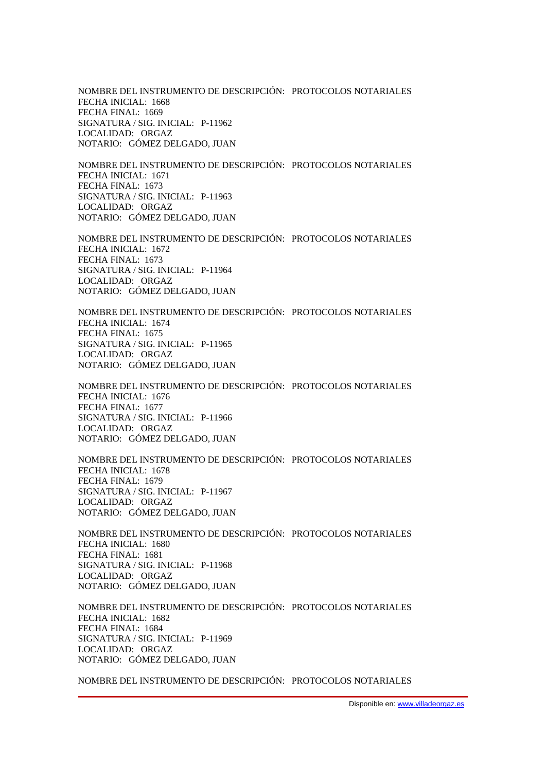NOMBRE DEL INSTRUMENTO DE DESCRIPCIÓN: PROTOCOLOS NOTARIALES
FECHA INICIAL: 1668
FECHA FINAL: 1669
SIGNATURA / SIG. INICIAL: P-11962
LOCALIDAD: ORGAZ
NOTARIO: GÓMEZ DELGADO, JUAN

NOMBRE DEL INSTRUMENTO DE DESCRIPCIÓN: PROTOCOLOS NOTARIALES
FECHA INICIAL: 1671
FECHA FINAL: 1673
SIGNATURA / SIG. INICIAL: P-11963
LOCALIDAD: ORGAZ
NOTARIO: GÓMEZ DELGADO, JUAN

NOMBRE DEL INSTRUMENTO DE DESCRIPCIÓN: PROTOCOLOS NOTARIALES
FECHA INICIAL: 1672
FECHA FINAL: 1673
SIGNATURA / SIG. INICIAL: P-11964
LOCALIDAD: ORGAZ
NOTARIO: GÓMEZ DELGADO, JUAN

NOMBRE DEL INSTRUMENTO DE DESCRIPCIÓN: PROTOCOLOS NOTARIALES
FECHA INICIAL: 1674
FECHA FINAL: 1675
SIGNATURA / SIG. INICIAL: P-11965
LOCALIDAD: ORGAZ
NOTARIO: GÓMEZ DELGADO, JUAN

NOMBRE DEL INSTRUMENTO DE DESCRIPCIÓN: PROTOCOLOS NOTARIALES
FECHA INICIAL: 1676
FECHA FINAL: 1677
SIGNATURA / SIG. INICIAL: P-11966
LOCALIDAD: ORGAZ
NOTARIO: GÓMEZ DELGADO, JUAN

NOMBRE DEL INSTRUMENTO DE DESCRIPCIÓN: PROTOCOLOS NOTARIALES
FECHA INICIAL: 1678
FECHA FINAL: 1679
SIGNATURA / SIG. INICIAL: P-11967
LOCALIDAD: ORGAZ
NOTARIO: GÓMEZ DELGADO, JUAN

NOMBRE DEL INSTRUMENTO DE DESCRIPCIÓN: PROTOCOLOS NOTARIALES
FECHA INICIAL: 1680
FECHA FINAL: 1681
SIGNATURA / SIG. INICIAL: P-11968
LOCALIDAD: ORGAZ
NOTARIO: GÓMEZ DELGADO, JUAN

NOMBRE DEL INSTRUMENTO DE DESCRIPCIÓN: PROTOCOLOS NOTARIALES
FECHA INICIAL: 1682
FECHA FINAL: 1684
SIGNATURA / SIG. INICIAL: P-11969
LOCALIDAD: ORGAZ
NOTARIO: GÓMEZ DELGADO, JUAN

NOMBRE DEL INSTRUMENTO DE DESCRIPCIÓN: PROTOCOLOS NOTARIALES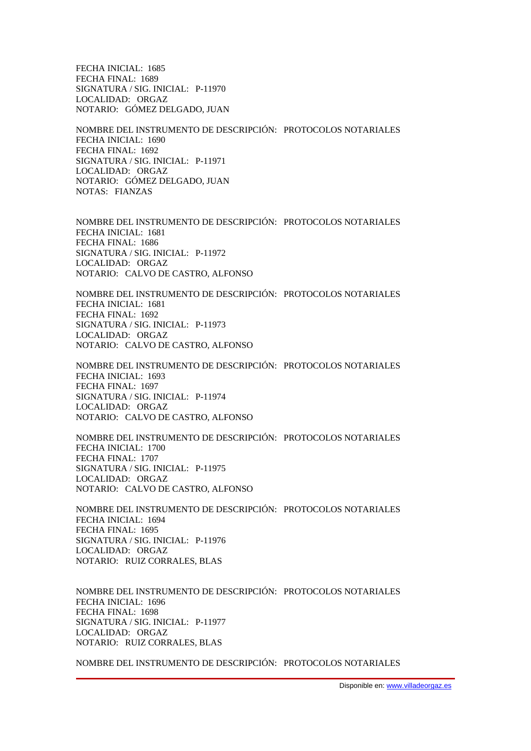FECHA INICIAL: 1685
FECHA FINAL: 1689
SIGNATURA / SIG. INICIAL: P-11970
LOCALIDAD: ORGAZ
NOTARIO: GÓMEZ DELGADO, JUAN

NOMBRE DEL INSTRUMENTO DE DESCRIPCIÓN: PROTOCOLOS NOTARIALES
FECHA INICIAL: 1690
FECHA FINAL: 1692
SIGNATURA / SIG. INICIAL: P-11971
LOCALIDAD: ORGAZ
NOTARIO: GÓMEZ DELGADO, JUAN
NOTAS: FIANZAS

NOMBRE DEL INSTRUMENTO DE DESCRIPCIÓN: PROTOCOLOS NOTARIALES
FECHA INICIAL: 1681
FECHA FINAL: 1686
SIGNATURA / SIG. INICIAL: P-11972
LOCALIDAD: ORGAZ
NOTARIO: CALVO DE CASTRO, ALFONSO

NOMBRE DEL INSTRUMENTO DE DESCRIPCIÓN: PROTOCOLOS NOTARIALES
FECHA INICIAL: 1681
FECHA FINAL: 1692
SIGNATURA / SIG. INICIAL: P-11973
LOCALIDAD: ORGAZ
NOTARIO: CALVO DE CASTRO, ALFONSO

NOMBRE DEL INSTRUMENTO DE DESCRIPCIÓN: PROTOCOLOS NOTARIALES
FECHA INICIAL: 1693
FECHA FINAL: 1697
SIGNATURA / SIG. INICIAL: P-11974
LOCALIDAD: ORGAZ
NOTARIO: CALVO DE CASTRO, ALFONSO

NOMBRE DEL INSTRUMENTO DE DESCRIPCIÓN: PROTOCOLOS NOTARIALES
FECHA INICIAL: 1700
FECHA FINAL: 1707
SIGNATURA / SIG. INICIAL: P-11975
LOCALIDAD: ORGAZ
NOTARIO: CALVO DE CASTRO, ALFONSO

NOMBRE DEL INSTRUMENTO DE DESCRIPCIÓN: PROTOCOLOS NOTARIALES
FECHA INICIAL: 1694
FECHA FINAL: 1695
SIGNATURA / SIG. INICIAL: P-11976
LOCALIDAD: ORGAZ
NOTARIO: RUIZ CORRALES, BLAS

NOMBRE DEL INSTRUMENTO DE DESCRIPCIÓN: PROTOCOLOS NOTARIALES
FECHA INICIAL: 1696
FECHA FINAL: 1698
SIGNATURA / SIG. INICIAL: P-11977
LOCALIDAD: ORGAZ
NOTARIO: RUIZ CORRALES, BLAS

NOMBRE DEL INSTRUMENTO DE DESCRIPCIÓN: PROTOCOLOS NOTARIALES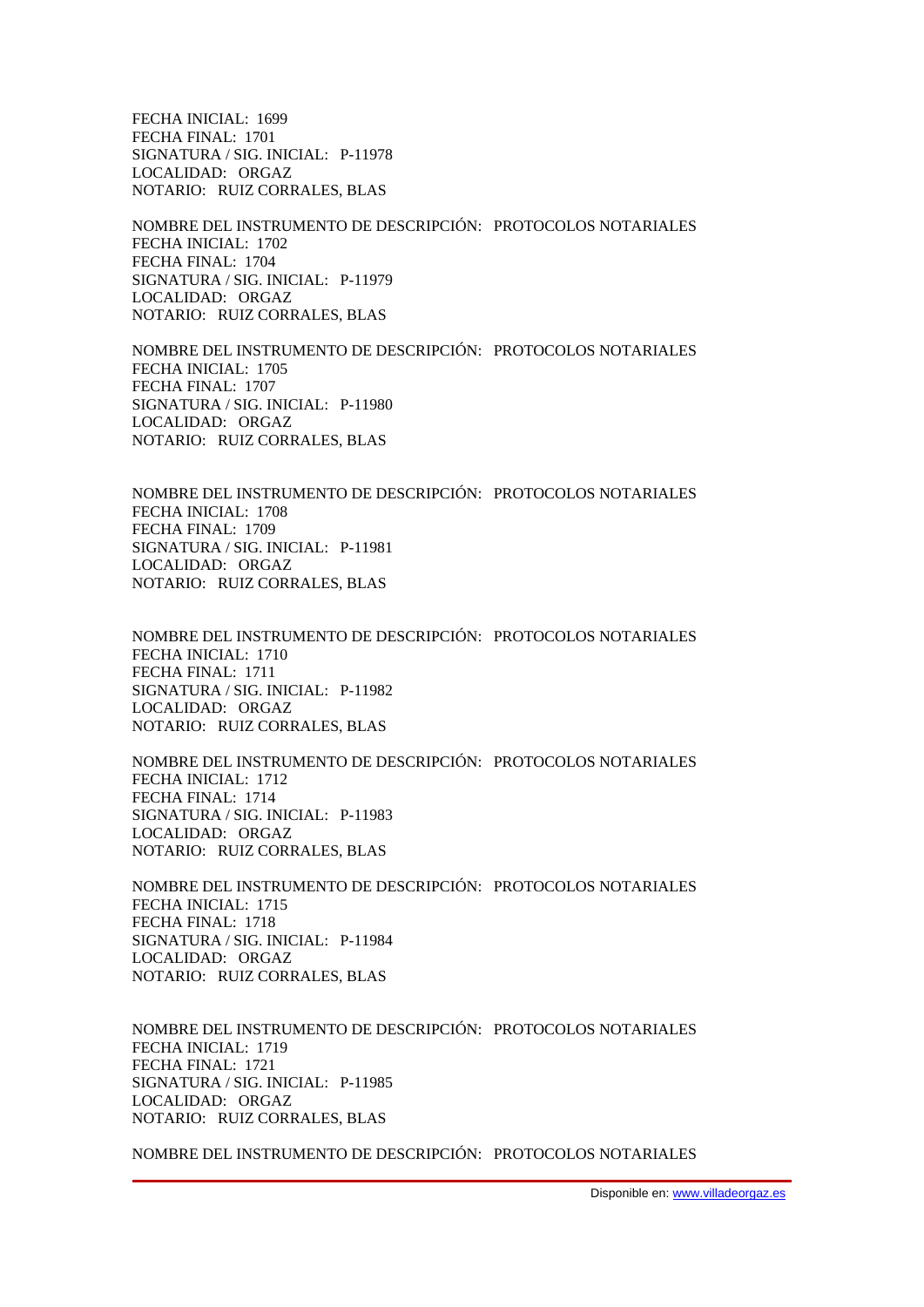FECHA INICIAL: 1699
FECHA FINAL: 1701
SIGNATURA / SIG. INICIAL: P-11978
LOCALIDAD: ORGAZ
NOTARIO: RUIZ CORRALES, BLAS

NOMBRE DEL INSTRUMENTO DE DESCRIPCIÓN: PROTOCOLOS NOTARIALES
FECHA INICIAL: 1702
FECHA FINAL: 1704
SIGNATURA / SIG. INICIAL: P-11979
LOCALIDAD: ORGAZ
NOTARIO: RUIZ CORRALES, BLAS

NOMBRE DEL INSTRUMENTO DE DESCRIPCIÓN: PROTOCOLOS NOTARIALES
FECHA INICIAL: 1705
FECHA FINAL: 1707
SIGNATURA / SIG. INICIAL: P-11980
LOCALIDAD: ORGAZ
NOTARIO: RUIZ CORRALES, BLAS

NOMBRE DEL INSTRUMENTO DE DESCRIPCIÓN: PROTOCOLOS NOTARIALES
FECHA INICIAL: 1708
FECHA FINAL: 1709
SIGNATURA / SIG. INICIAL: P-11981
LOCALIDAD: ORGAZ
NOTARIO: RUIZ CORRALES, BLAS

NOMBRE DEL INSTRUMENTO DE DESCRIPCIÓN: PROTOCOLOS NOTARIALES
FECHA INICIAL: 1710
FECHA FINAL: 1711
SIGNATURA / SIG. INICIAL: P-11982
LOCALIDAD: ORGAZ
NOTARIO: RUIZ CORRALES, BLAS

NOMBRE DEL INSTRUMENTO DE DESCRIPCIÓN: PROTOCOLOS NOTARIALES
FECHA INICIAL: 1712
FECHA FINAL: 1714
SIGNATURA / SIG. INICIAL: P-11983
LOCALIDAD: ORGAZ
NOTARIO: RUIZ CORRALES, BLAS

NOMBRE DEL INSTRUMENTO DE DESCRIPCIÓN: PROTOCOLOS NOTARIALES
FECHA INICIAL: 1715
FECHA FINAL: 1718
SIGNATURA / SIG. INICIAL: P-11984
LOCALIDAD: ORGAZ
NOTARIO: RUIZ CORRALES, BLAS

NOMBRE DEL INSTRUMENTO DE DESCRIPCIÓN: PROTOCOLOS NOTARIALES
FECHA INICIAL: 1719
FECHA FINAL: 1721
SIGNATURA / SIG. INICIAL: P-11985
LOCALIDAD: ORGAZ
NOTARIO: RUIZ CORRALES, BLAS

NOMBRE DEL INSTRUMENTO DE DESCRIPCIÓN: PROTOCOLOS NOTARIALES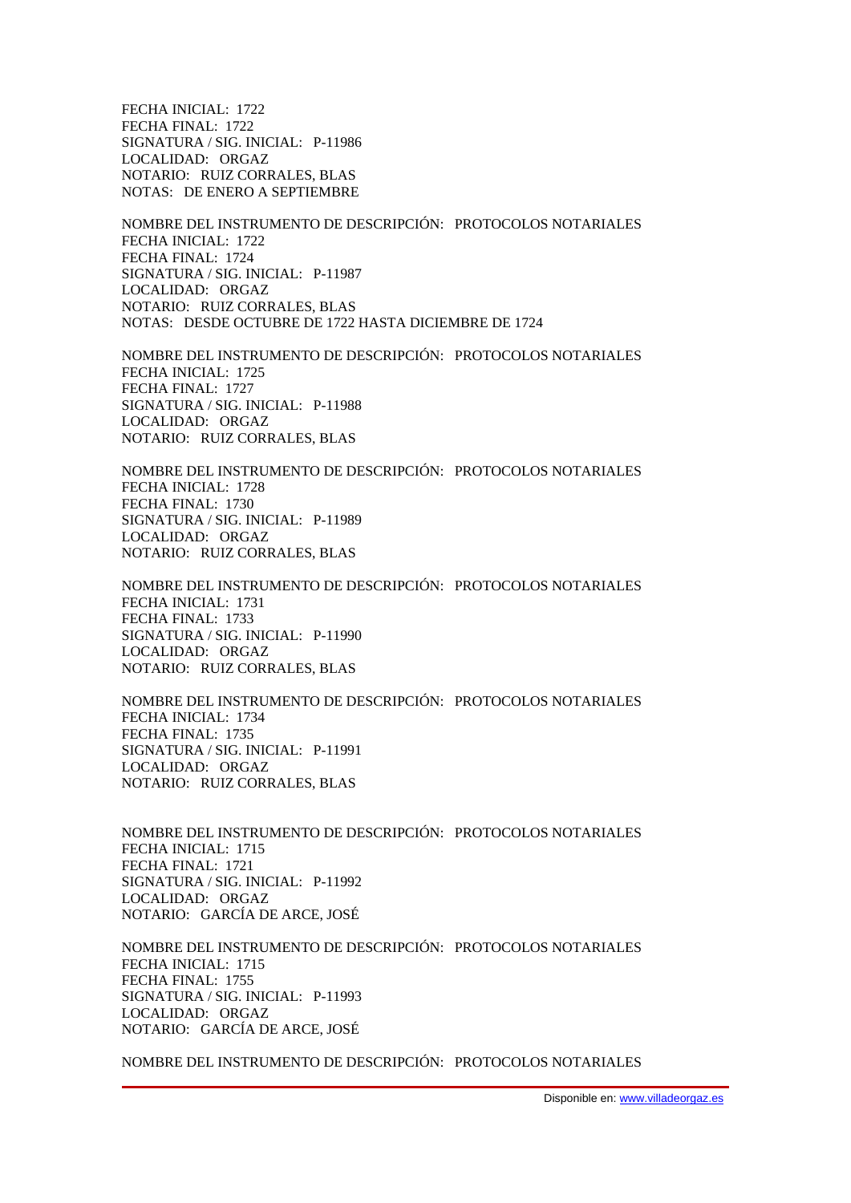FECHA INICIAL: 1722
FECHA FINAL: 1722
SIGNATURA / SIG. INICIAL: P-11986
LOCALIDAD: ORGAZ
NOTARIO: RUIZ CORRALES, BLAS
NOTAS: DE ENERO A SEPTIEMBRE

NOMBRE DEL INSTRUMENTO DE DESCRIPCIÓN: PROTOCOLOS NOTARIALES
FECHA INICIAL: 1722
FECHA FINAL: 1724
SIGNATURA / SIG. INICIAL: P-11987
LOCALIDAD: ORGAZ
NOTARIO: RUIZ CORRALES, BLAS
NOTAS: DESDE OCTUBRE DE 1722 HASTA DICIEMBRE DE 1724

NOMBRE DEL INSTRUMENTO DE DESCRIPCIÓN: PROTOCOLOS NOTARIALES
FECHA INICIAL: 1725
FECHA FINAL: 1727
SIGNATURA / SIG. INICIAL: P-11988
LOCALIDAD: ORGAZ
NOTARIO: RUIZ CORRALES, BLAS

NOMBRE DEL INSTRUMENTO DE DESCRIPCIÓN: PROTOCOLOS NOTARIALES
FECHA INICIAL: 1728
FECHA FINAL: 1730
SIGNATURA / SIG. INICIAL: P-11989
LOCALIDAD: ORGAZ
NOTARIO: RUIZ CORRALES, BLAS

NOMBRE DEL INSTRUMENTO DE DESCRIPCIÓN: PROTOCOLOS NOTARIALES
FECHA INICIAL: 1731
FECHA FINAL: 1733
SIGNATURA / SIG. INICIAL: P-11990
LOCALIDAD: ORGAZ
NOTARIO: RUIZ CORRALES, BLAS

NOMBRE DEL INSTRUMENTO DE DESCRIPCIÓN: PROTOCOLOS NOTARIALES
FECHA INICIAL: 1734
FECHA FINAL: 1735
SIGNATURA / SIG. INICIAL: P-11991
LOCALIDAD: ORGAZ
NOTARIO: RUIZ CORRALES, BLAS

NOMBRE DEL INSTRUMENTO DE DESCRIPCIÓN: PROTOCOLOS NOTARIALES
FECHA INICIAL: 1715
FECHA FINAL: 1721
SIGNATURA / SIG. INICIAL: P-11992
LOCALIDAD: ORGAZ
NOTARIO: GARCÍA DE ARCE, JOSÉ

NOMBRE DEL INSTRUMENTO DE DESCRIPCIÓN: PROTOCOLOS NOTARIALES
FECHA INICIAL: 1715
FECHA FINAL: 1755
SIGNATURA / SIG. INICIAL: P-11993
LOCALIDAD: ORGAZ
NOTARIO: GARCÍA DE ARCE, JOSÉ

NOMBRE DEL INSTRUMENTO DE DESCRIPCIÓN: PROTOCOLOS NOTARIALES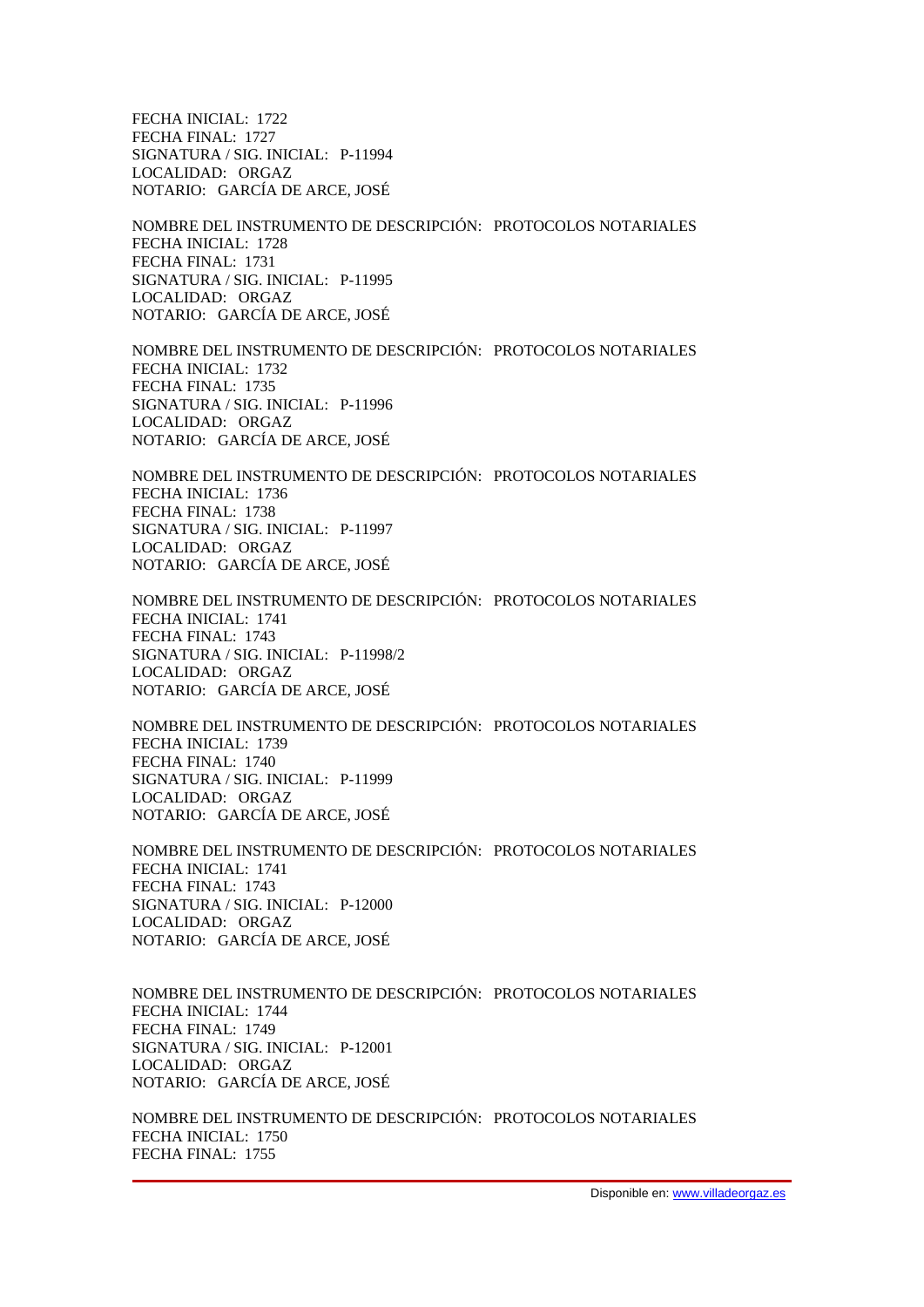FECHA INICIAL: 1722
FECHA FINAL: 1727
SIGNATURA / SIG. INICIAL: P-11994
LOCALIDAD: ORGAZ
NOTARIO: GARCÍA DE ARCE, JOSÉ

NOMBRE DEL INSTRUMENTO DE DESCRIPCIÓN: PROTOCOLOS NOTARIALES
FECHA INICIAL: 1728
FECHA FINAL: 1731
SIGNATURA / SIG. INICIAL: P-11995
LOCALIDAD: ORGAZ
NOTARIO: GARCÍA DE ARCE, JOSÉ

NOMBRE DEL INSTRUMENTO DE DESCRIPCIÓN: PROTOCOLOS NOTARIALES
FECHA INICIAL: 1732
FECHA FINAL: 1735
SIGNATURA / SIG. INICIAL: P-11996
LOCALIDAD: ORGAZ
NOTARIO: GARCÍA DE ARCE, JOSÉ

NOMBRE DEL INSTRUMENTO DE DESCRIPCIÓN: PROTOCOLOS NOTARIALES
FECHA INICIAL: 1736
FECHA FINAL: 1738
SIGNATURA / SIG. INICIAL: P-11997
LOCALIDAD: ORGAZ
NOTARIO: GARCÍA DE ARCE, JOSÉ

NOMBRE DEL INSTRUMENTO DE DESCRIPCIÓN: PROTOCOLOS NOTARIALES
FECHA INICIAL: 1741
FECHA FINAL: 1743
SIGNATURA / SIG. INICIAL: P-11998/2
LOCALIDAD: ORGAZ
NOTARIO: GARCÍA DE ARCE, JOSÉ

NOMBRE DEL INSTRUMENTO DE DESCRIPCIÓN: PROTOCOLOS NOTARIALES
FECHA INICIAL: 1739
FECHA FINAL: 1740
SIGNATURA / SIG. INICIAL: P-11999
LOCALIDAD: ORGAZ
NOTARIO: GARCÍA DE ARCE, JOSÉ

NOMBRE DEL INSTRUMENTO DE DESCRIPCIÓN: PROTOCOLOS NOTARIALES
FECHA INICIAL: 1741
FECHA FINAL: 1743
SIGNATURA / SIG. INICIAL: P-12000
LOCALIDAD: ORGAZ
NOTARIO: GARCÍA DE ARCE, JOSÉ

NOMBRE DEL INSTRUMENTO DE DESCRIPCIÓN: PROTOCOLOS NOTARIALES
FECHA INICIAL: 1744
FECHA FINAL: 1749
SIGNATURA / SIG. INICIAL: P-12001
LOCALIDAD: ORGAZ
NOTARIO: GARCÍA DE ARCE, JOSÉ

NOMBRE DEL INSTRUMENTO DE DESCRIPCIÓN: PROTOCOLOS NOTARIALES
FECHA INICIAL: 1750
FECHA FINAL: 1755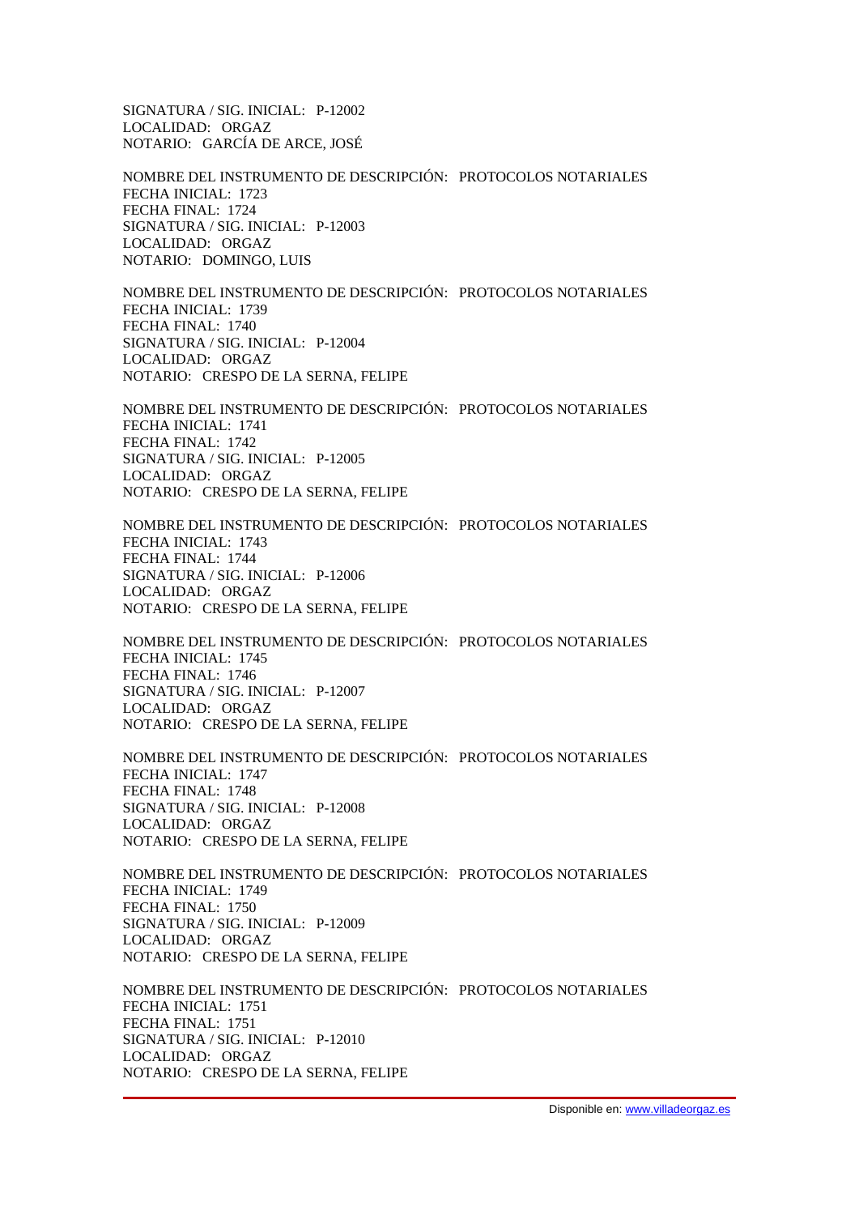SIGNATURA / SIG. INICIAL: P-12002
LOCALIDAD: ORGAZ
NOTARIO: GARCÍA DE ARCE, JOSÉ

NOMBRE DEL INSTRUMENTO DE DESCRIPCIÓN: PROTOCOLOS NOTARIALES
FECHA INICIAL: 1723
FECHA FINAL: 1724
SIGNATURA / SIG. INICIAL: P-12003
LOCALIDAD: ORGAZ
NOTARIO: DOMINGO, LUIS

NOMBRE DEL INSTRUMENTO DE DESCRIPCIÓN: PROTOCOLOS NOTARIALES
FECHA INICIAL: 1739
FECHA FINAL: 1740
SIGNATURA / SIG. INICIAL: P-12004
LOCALIDAD: ORGAZ
NOTARIO: CRESPO DE LA SERNA, FELIPE

NOMBRE DEL INSTRUMENTO DE DESCRIPCIÓN: PROTOCOLOS NOTARIALES
FECHA INICIAL: 1741
FECHA FINAL: 1742
SIGNATURA / SIG. INICIAL: P-12005
LOCALIDAD: ORGAZ
NOTARIO: CRESPO DE LA SERNA, FELIPE

NOMBRE DEL INSTRUMENTO DE DESCRIPCIÓN: PROTOCOLOS NOTARIALES
FECHA INICIAL: 1743
FECHA FINAL: 1744
SIGNATURA / SIG. INICIAL: P-12006
LOCALIDAD: ORGAZ
NOTARIO: CRESPO DE LA SERNA, FELIPE

NOMBRE DEL INSTRUMENTO DE DESCRIPCIÓN: PROTOCOLOS NOTARIALES
FECHA INICIAL: 1745
FECHA FINAL: 1746
SIGNATURA / SIG. INICIAL: P-12007
LOCALIDAD: ORGAZ
NOTARIO: CRESPO DE LA SERNA, FELIPE

NOMBRE DEL INSTRUMENTO DE DESCRIPCIÓN: PROTOCOLOS NOTARIALES
FECHA INICIAL: 1747
FECHA FINAL: 1748
SIGNATURA / SIG. INICIAL: P-12008
LOCALIDAD: ORGAZ
NOTARIO: CRESPO DE LA SERNA, FELIPE

NOMBRE DEL INSTRUMENTO DE DESCRIPCIÓN: PROTOCOLOS NOTARIALES
FECHA INICIAL: 1749
FECHA FINAL: 1750
SIGNATURA / SIG. INICIAL: P-12009
LOCALIDAD: ORGAZ
NOTARIO: CRESPO DE LA SERNA, FELIPE

NOMBRE DEL INSTRUMENTO DE DESCRIPCIÓN: PROTOCOLOS NOTARIALES
FECHA INICIAL: 1751
FECHA FINAL: 1751
SIGNATURA / SIG. INICIAL: P-12010
LOCALIDAD: ORGAZ
NOTARIO: CRESPO DE LA SERNA, FELIPE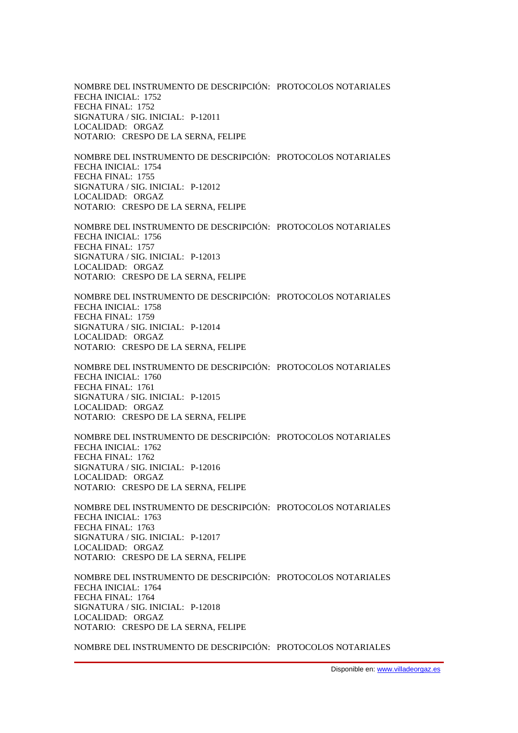NOMBRE DEL INSTRUMENTO DE DESCRIPCIÓN: PROTOCOLOS NOTARIALES
FECHA INICIAL: 1752
FECHA FINAL: 1752
SIGNATURA / SIG. INICIAL: P-12011
LOCALIDAD: ORGAZ
NOTARIO: CRESPO DE LA SERNA, FELIPE

NOMBRE DEL INSTRUMENTO DE DESCRIPCIÓN: PROTOCOLOS NOTARIALES
FECHA INICIAL: 1754
FECHA FINAL: 1755
SIGNATURA / SIG. INICIAL: P-12012
LOCALIDAD: ORGAZ
NOTARIO: CRESPO DE LA SERNA, FELIPE

NOMBRE DEL INSTRUMENTO DE DESCRIPCIÓN: PROTOCOLOS NOTARIALES
FECHA INICIAL: 1756
FECHA FINAL: 1757
SIGNATURA / SIG. INICIAL: P-12013
LOCALIDAD: ORGAZ
NOTARIO: CRESPO DE LA SERNA, FELIPE

NOMBRE DEL INSTRUMENTO DE DESCRIPCIÓN: PROTOCOLOS NOTARIALES
FECHA INICIAL: 1758
FECHA FINAL: 1759
SIGNATURA / SIG. INICIAL: P-12014
LOCALIDAD: ORGAZ
NOTARIO: CRESPO DE LA SERNA, FELIPE

NOMBRE DEL INSTRUMENTO DE DESCRIPCIÓN: PROTOCOLOS NOTARIALES
FECHA INICIAL: 1760
FECHA FINAL: 1761
SIGNATURA / SIG. INICIAL: P-12015
LOCALIDAD: ORGAZ
NOTARIO: CRESPO DE LA SERNA, FELIPE

NOMBRE DEL INSTRUMENTO DE DESCRIPCIÓN: PROTOCOLOS NOTARIALES
FECHA INICIAL: 1762
FECHA FINAL: 1762
SIGNATURA / SIG. INICIAL: P-12016
LOCALIDAD: ORGAZ
NOTARIO: CRESPO DE LA SERNA, FELIPE

NOMBRE DEL INSTRUMENTO DE DESCRIPCIÓN: PROTOCOLOS NOTARIALES
FECHA INICIAL: 1763
FECHA FINAL: 1763
SIGNATURA / SIG. INICIAL: P-12017
LOCALIDAD: ORGAZ
NOTARIO: CRESPO DE LA SERNA, FELIPE

NOMBRE DEL INSTRUMENTO DE DESCRIPCIÓN: PROTOCOLOS NOTARIALES
FECHA INICIAL: 1764
FECHA FINAL: 1764
SIGNATURA / SIG. INICIAL: P-12018
LOCALIDAD: ORGAZ
NOTARIO: CRESPO DE LA SERNA, FELIPE

NOMBRE DEL INSTRUMENTO DE DESCRIPCIÓN: PROTOCOLOS NOTARIALES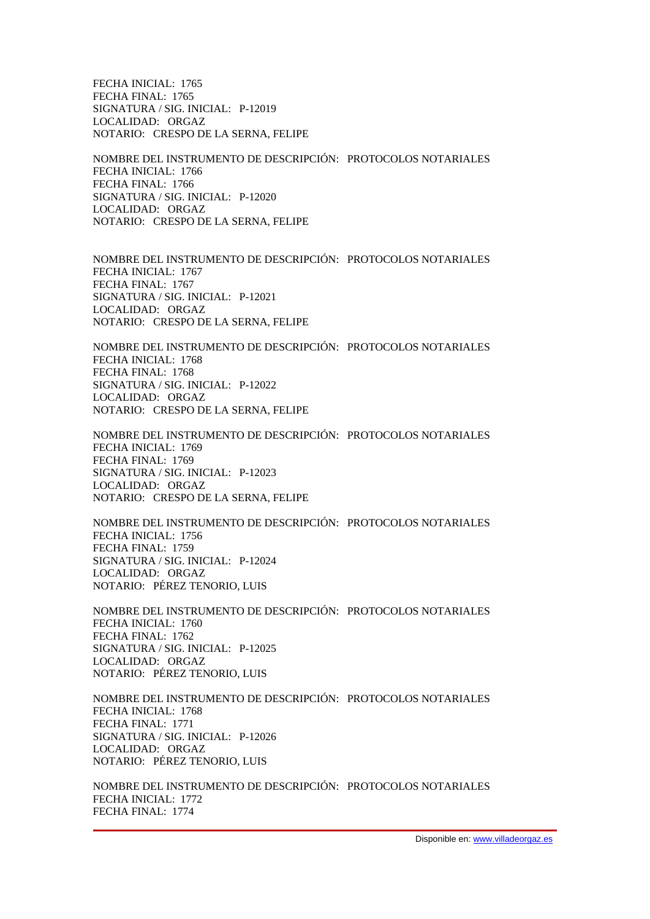FECHA INICIAL: 1765
FECHA FINAL: 1765
SIGNATURA / SIG. INICIAL: P-12019
LOCALIDAD: ORGAZ
NOTARIO: CRESPO DE LA SERNA, FELIPE

NOMBRE DEL INSTRUMENTO DE DESCRIPCIÓN: PROTOCOLOS NOTARIALES
FECHA INICIAL: 1766
FECHA FINAL: 1766
SIGNATURA / SIG. INICIAL: P-12020
LOCALIDAD: ORGAZ
NOTARIO: CRESPO DE LA SERNA, FELIPE

NOMBRE DEL INSTRUMENTO DE DESCRIPCIÓN: PROTOCOLOS NOTARIALES
FECHA INICIAL: 1767
FECHA FINAL: 1767
SIGNATURA / SIG. INICIAL: P-12021
LOCALIDAD: ORGAZ
NOTARIO: CRESPO DE LA SERNA, FELIPE

NOMBRE DEL INSTRUMENTO DE DESCRIPCIÓN: PROTOCOLOS NOTARIALES
FECHA INICIAL: 1768
FECHA FINAL: 1768
SIGNATURA / SIG. INICIAL: P-12022
LOCALIDAD: ORGAZ
NOTARIO: CRESPO DE LA SERNA, FELIPE

NOMBRE DEL INSTRUMENTO DE DESCRIPCIÓN: PROTOCOLOS NOTARIALES
FECHA INICIAL: 1769
FECHA FINAL: 1769
SIGNATURA / SIG. INICIAL: P-12023
LOCALIDAD: ORGAZ
NOTARIO: CRESPO DE LA SERNA, FELIPE

NOMBRE DEL INSTRUMENTO DE DESCRIPCIÓN: PROTOCOLOS NOTARIALES
FECHA INICIAL: 1756
FECHA FINAL: 1759
SIGNATURA / SIG. INICIAL: P-12024
LOCALIDAD: ORGAZ
NOTARIO: PÉREZ TENORIO, LUIS

NOMBRE DEL INSTRUMENTO DE DESCRIPCIÓN: PROTOCOLOS NOTARIALES
FECHA INICIAL: 1760
FECHA FINAL: 1762
SIGNATURA / SIG. INICIAL: P-12025
LOCALIDAD: ORGAZ
NOTARIO: PÉREZ TENORIO, LUIS

NOMBRE DEL INSTRUMENTO DE DESCRIPCIÓN: PROTOCOLOS NOTARIALES
FECHA INICIAL: 1768
FECHA FINAL: 1771
SIGNATURA / SIG. INICIAL: P-12026
LOCALIDAD: ORGAZ
NOTARIO: PÉREZ TENORIO, LUIS

NOMBRE DEL INSTRUMENTO DE DESCRIPCIÓN: PROTOCOLOS NOTARIALES
FECHA INICIAL: 1772
FECHA FINAL: 1774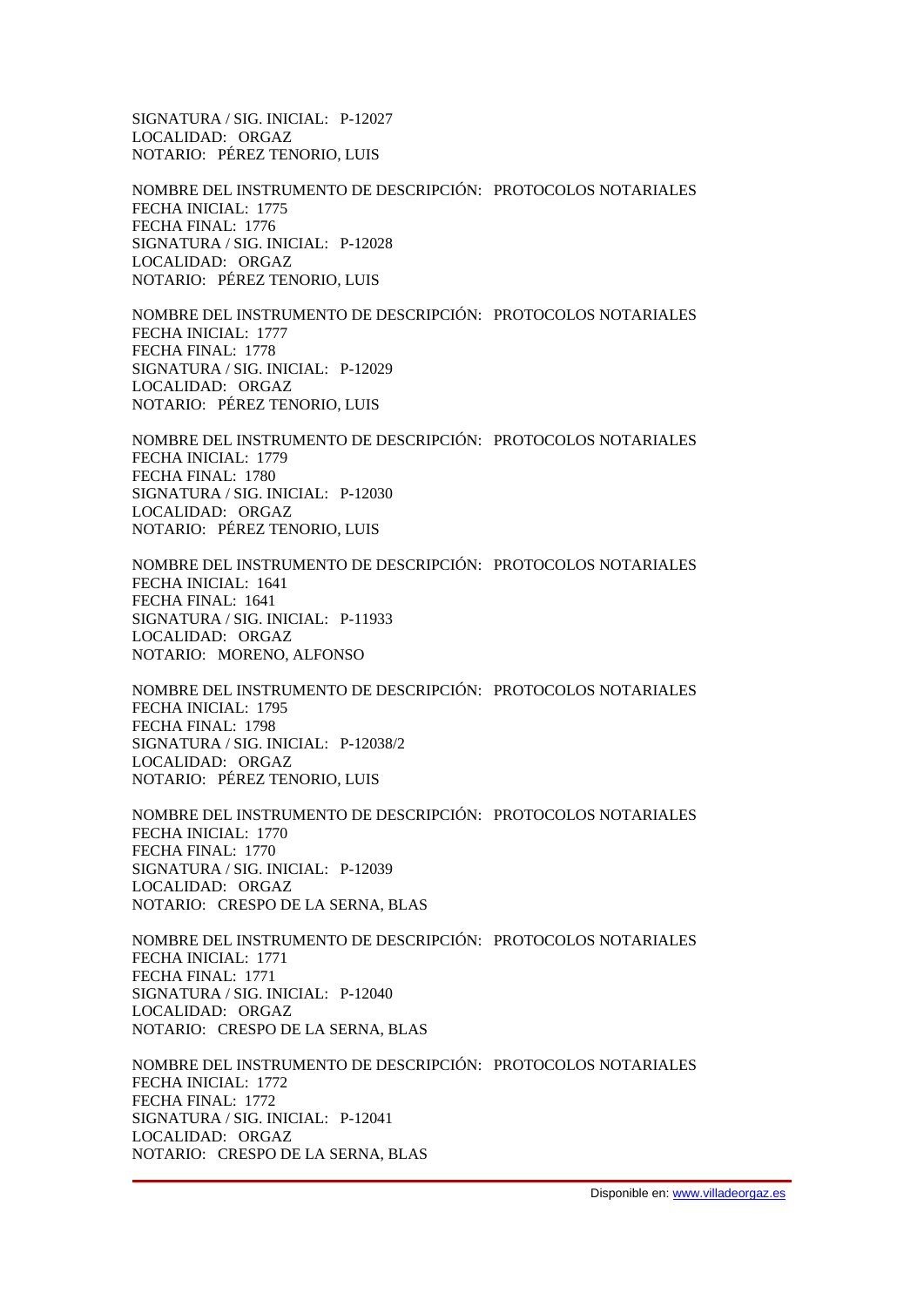SIGNATURA / SIG. INICIAL: P-12027
LOCALIDAD: ORGAZ
NOTARIO: PÉREZ TENORIO, LUIS

NOMBRE DEL INSTRUMENTO DE DESCRIPCIÓN: PROTOCOLOS NOTARIALES
FECHA INICIAL: 1775
FECHA FINAL: 1776
SIGNATURA / SIG. INICIAL: P-12028
LOCALIDAD: ORGAZ
NOTARIO: PÉREZ TENORIO, LUIS

NOMBRE DEL INSTRUMENTO DE DESCRIPCIÓN: PROTOCOLOS NOTARIALES
FECHA INICIAL: 1777
FECHA FINAL: 1778
SIGNATURA / SIG. INICIAL: P-12029
LOCALIDAD: ORGAZ
NOTARIO: PÉREZ TENORIO, LUIS

NOMBRE DEL INSTRUMENTO DE DESCRIPCIÓN: PROTOCOLOS NOTARIALES
FECHA INICIAL: 1779
FECHA FINAL: 1780
SIGNATURA / SIG. INICIAL: P-12030
LOCALIDAD: ORGAZ
NOTARIO: PÉREZ TENORIO, LUIS

NOMBRE DEL INSTRUMENTO DE DESCRIPCIÓN: PROTOCOLOS NOTARIALES
FECHA INICIAL: 1641
FECHA FINAL: 1641
SIGNATURA / SIG. INICIAL: P-11933
LOCALIDAD: ORGAZ
NOTARIO: MORENO, ALFONSO

NOMBRE DEL INSTRUMENTO DE DESCRIPCIÓN: PROTOCOLOS NOTARIALES
FECHA INICIAL: 1795
FECHA FINAL: 1798
SIGNATURA / SIG. INICIAL: P-12038/2
LOCALIDAD: ORGAZ
NOTARIO: PÉREZ TENORIO, LUIS

NOMBRE DEL INSTRUMENTO DE DESCRIPCIÓN: PROTOCOLOS NOTARIALES
FECHA INICIAL: 1770
FECHA FINAL: 1770
SIGNATURA / SIG. INICIAL: P-12039
LOCALIDAD: ORGAZ
NOTARIO: CRESPO DE LA SERNA, BLAS

NOMBRE DEL INSTRUMENTO DE DESCRIPCIÓN: PROTOCOLOS NOTARIALES
FECHA INICIAL: 1771
FECHA FINAL: 1771
SIGNATURA / SIG. INICIAL: P-12040
LOCALIDAD: ORGAZ
NOTARIO: CRESPO DE LA SERNA, BLAS

NOMBRE DEL INSTRUMENTO DE DESCRIPCIÓN: PROTOCOLOS NOTARIALES
FECHA INICIAL: 1772
FECHA FINAL: 1772
SIGNATURA / SIG. INICIAL: P-12041
LOCALIDAD: ORGAZ
NOTARIO: CRESPO DE LA SERNA, BLAS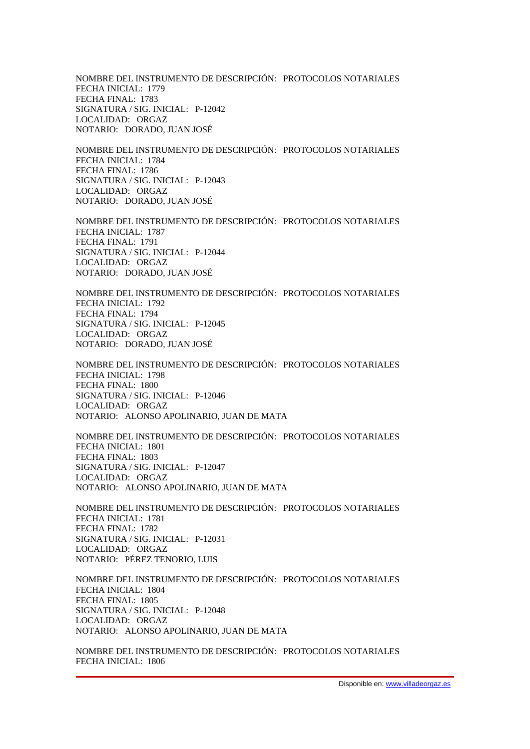NOMBRE DEL INSTRUMENTO DE DESCRIPCIÓN: PROTOCOLOS NOTARIALES
FECHA INICIAL: 1779
FECHA FINAL: 1783
SIGNATURA / SIG. INICIAL: P-12042
LOCALIDAD: ORGAZ
NOTARIO: DORADO, JUAN JOSÉ

NOMBRE DEL INSTRUMENTO DE DESCRIPCIÓN: PROTOCOLOS NOTARIALES
FECHA INICIAL: 1784
FECHA FINAL: 1786
SIGNATURA / SIG. INICIAL: P-12043
LOCALIDAD: ORGAZ
NOTARIO: DORADO, JUAN JOSÉ

NOMBRE DEL INSTRUMENTO DE DESCRIPCIÓN: PROTOCOLOS NOTARIALES
FECHA INICIAL: 1787
FECHA FINAL: 1791
SIGNATURA / SIG. INICIAL: P-12044
LOCALIDAD: ORGAZ
NOTARIO: DORADO, JUAN JOSÉ

NOMBRE DEL INSTRUMENTO DE DESCRIPCIÓN: PROTOCOLOS NOTARIALES
FECHA INICIAL: 1792
FECHA FINAL: 1794
SIGNATURA / SIG. INICIAL: P-12045
LOCALIDAD: ORGAZ
NOTARIO: DORADO, JUAN JOSÉ

NOMBRE DEL INSTRUMENTO DE DESCRIPCIÓN: PROTOCOLOS NOTARIALES
FECHA INICIAL: 1798
FECHA FINAL: 1800
SIGNATURA / SIG. INICIAL: P-12046
LOCALIDAD: ORGAZ
NOTARIO: ALONSO APOLINARIO, JUAN DE MATA

NOMBRE DEL INSTRUMENTO DE DESCRIPCIÓN: PROTOCOLOS NOTARIALES
FECHA INICIAL: 1801
FECHA FINAL: 1803
SIGNATURA / SIG. INICIAL: P-12047
LOCALIDAD: ORGAZ
NOTARIO: ALONSO APOLINARIO, JUAN DE MATA

NOMBRE DEL INSTRUMENTO DE DESCRIPCIÓN: PROTOCOLOS NOTARIALES
FECHA INICIAL: 1781
FECHA FINAL: 1782
SIGNATURA / SIG. INICIAL: P-12031
LOCALIDAD: ORGAZ
NOTARIO: PÉREZ TENORIO, LUIS

NOMBRE DEL INSTRUMENTO DE DESCRIPCIÓN: PROTOCOLOS NOTARIALES
FECHA INICIAL: 1804
FECHA FINAL: 1805
SIGNATURA / SIG. INICIAL: P-12048
LOCALIDAD: ORGAZ
NOTARIO: ALONSO APOLINARIO, JUAN DE MATA

NOMBRE DEL INSTRUMENTO DE DESCRIPCIÓN: PROTOCOLOS NOTARIALES
FECHA INICIAL: 1806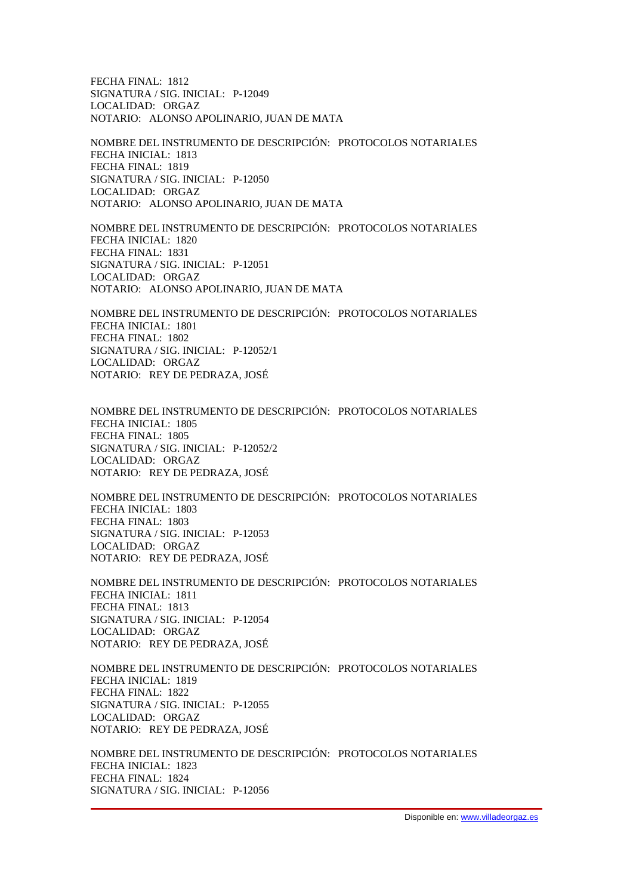FECHA FINAL: 1812
SIGNATURA / SIG. INICIAL: P-12049
LOCALIDAD: ORGAZ
NOTARIO: ALONSO APOLINARIO, JUAN DE MATA

NOMBRE DEL INSTRUMENTO DE DESCRIPCIÓN: PROTOCOLOS NOTARIALES
FECHA INICIAL: 1813
FECHA FINAL: 1819
SIGNATURA / SIG. INICIAL: P-12050
LOCALIDAD: ORGAZ
NOTARIO: ALONSO APOLINARIO, JUAN DE MATA

NOMBRE DEL INSTRUMENTO DE DESCRIPCIÓN: PROTOCOLOS NOTARIALES
FECHA INICIAL: 1820
FECHA FINAL: 1831
SIGNATURA / SIG. INICIAL: P-12051
LOCALIDAD: ORGAZ
NOTARIO: ALONSO APOLINARIO, JUAN DE MATA

NOMBRE DEL INSTRUMENTO DE DESCRIPCIÓN: PROTOCOLOS NOTARIALES
FECHA INICIAL: 1801
FECHA FINAL: 1802
SIGNATURA / SIG. INICIAL: P-12052/1
LOCALIDAD: ORGAZ
NOTARIO: REY DE PEDRAZA, JOSÉ

NOMBRE DEL INSTRUMENTO DE DESCRIPCIÓN: PROTOCOLOS NOTARIALES
FECHA INICIAL: 1805
FECHA FINAL: 1805
SIGNATURA / SIG. INICIAL: P-12052/2
LOCALIDAD: ORGAZ
NOTARIO: REY DE PEDRAZA, JOSÉ

NOMBRE DEL INSTRUMENTO DE DESCRIPCIÓN: PROTOCOLOS NOTARIALES
FECHA INICIAL: 1803
FECHA FINAL: 1803
SIGNATURA / SIG. INICIAL: P-12053
LOCALIDAD: ORGAZ
NOTARIO: REY DE PEDRAZA, JOSÉ

NOMBRE DEL INSTRUMENTO DE DESCRIPCIÓN: PROTOCOLOS NOTARIALES
FECHA INICIAL: 1811
FECHA FINAL: 1813
SIGNATURA / SIG. INICIAL: P-12054
LOCALIDAD: ORGAZ
NOTARIO: REY DE PEDRAZA, JOSÉ

NOMBRE DEL INSTRUMENTO DE DESCRIPCIÓN: PROTOCOLOS NOTARIALES
FECHA INICIAL: 1819
FECHA FINAL: 1822
SIGNATURA / SIG. INICIAL: P-12055
LOCALIDAD: ORGAZ
NOTARIO: REY DE PEDRAZA, JOSÉ

NOMBRE DEL INSTRUMENTO DE DESCRIPCIÓN: PROTOCOLOS NOTARIALES
FECHA INICIAL: 1823
FECHA FINAL: 1824
SIGNATURA / SIG. INICIAL: P-12056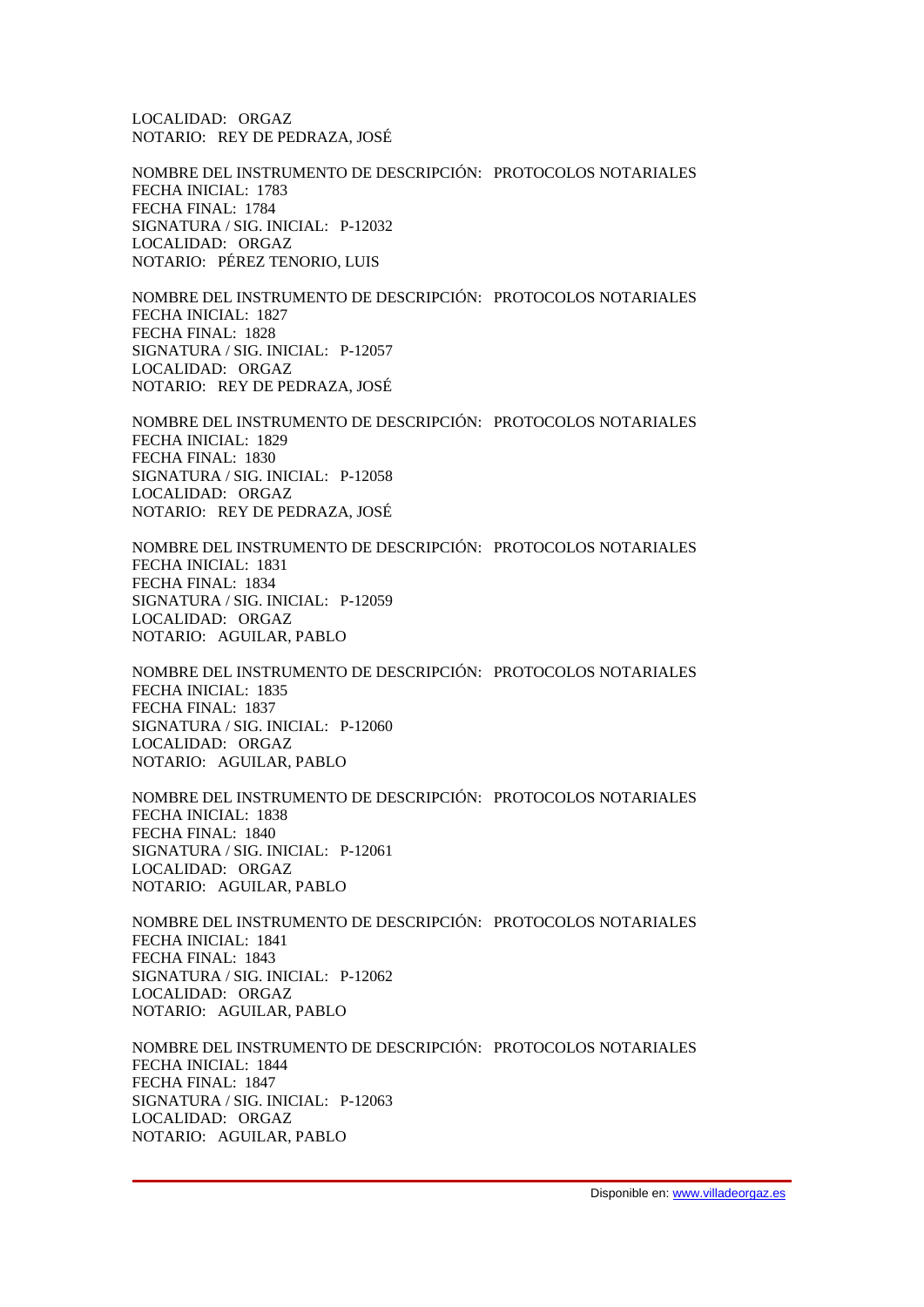LOCALIDAD: ORGAZ
NOTARIO: REY DE PEDRAZA, JOSÉ

NOMBRE DEL INSTRUMENTO DE DESCRIPCIÓN: PROTOCOLOS NOTARIALES
FECHA INICIAL: 1783
FECHA FINAL: 1784
SIGNATURA / SIG. INICIAL: P-12032
LOCALIDAD: ORGAZ
NOTARIO: PÉREZ TENORIO, LUIS

NOMBRE DEL INSTRUMENTO DE DESCRIPCIÓN: PROTOCOLOS NOTARIALES
FECHA INICIAL: 1827
FECHA FINAL: 1828
SIGNATURA / SIG. INICIAL: P-12057
LOCALIDAD: ORGAZ
NOTARIO: REY DE PEDRAZA, JOSÉ

NOMBRE DEL INSTRUMENTO DE DESCRIPCIÓN: PROTOCOLOS NOTARIALES
FECHA INICIAL: 1829
FECHA FINAL: 1830
SIGNATURA / SIG. INICIAL: P-12058
LOCALIDAD: ORGAZ
NOTARIO: REY DE PEDRAZA, JOSÉ

NOMBRE DEL INSTRUMENTO DE DESCRIPCIÓN: PROTOCOLOS NOTARIALES
FECHA INICIAL: 1831
FECHA FINAL: 1834
SIGNATURA / SIG. INICIAL: P-12059
LOCALIDAD: ORGAZ
NOTARIO: AGUILAR, PABLO

NOMBRE DEL INSTRUMENTO DE DESCRIPCIÓN: PROTOCOLOS NOTARIALES
FECHA INICIAL: 1835
FECHA FINAL: 1837
SIGNATURA / SIG. INICIAL: P-12060
LOCALIDAD: ORGAZ
NOTARIO: AGUILAR, PABLO

NOMBRE DEL INSTRUMENTO DE DESCRIPCIÓN: PROTOCOLOS NOTARIALES
FECHA INICIAL: 1838
FECHA FINAL: 1840
SIGNATURA / SIG. INICIAL: P-12061
LOCALIDAD: ORGAZ
NOTARIO: AGUILAR, PABLO

NOMBRE DEL INSTRUMENTO DE DESCRIPCIÓN: PROTOCOLOS NOTARIALES
FECHA INICIAL: 1841
FECHA FINAL: 1843
SIGNATURA / SIG. INICIAL: P-12062
LOCALIDAD: ORGAZ
NOTARIO: AGUILAR, PABLO

NOMBRE DEL INSTRUMENTO DE DESCRIPCIÓN: PROTOCOLOS NOTARIALES
FECHA INICIAL: 1844
FECHA FINAL: 1847
SIGNATURA / SIG. INICIAL: P-12063
LOCALIDAD: ORGAZ
NOTARIO: AGUILAR, PABLO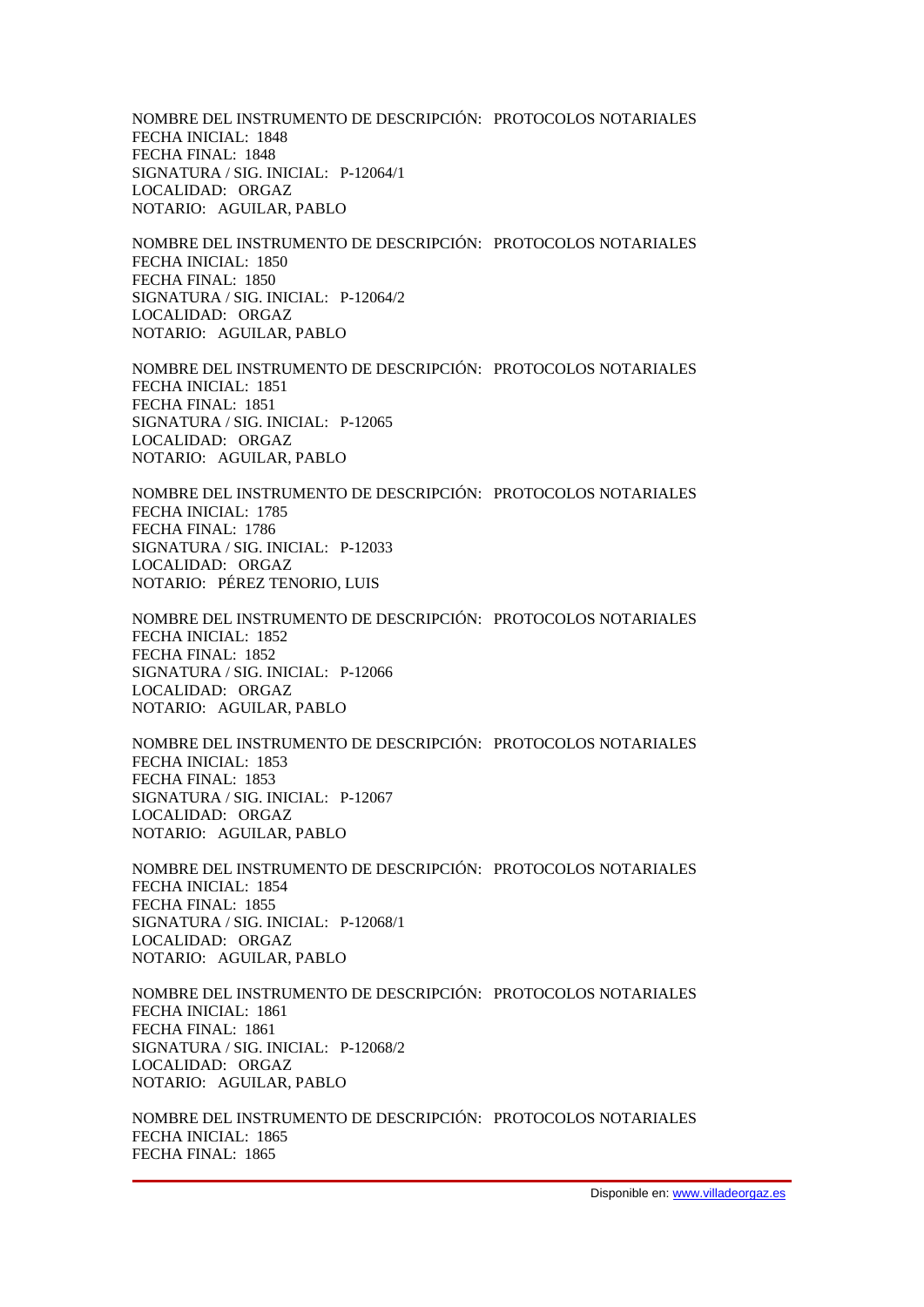NOMBRE DEL INSTRUMENTO DE DESCRIPCIÓN: PROTOCOLOS NOTARIALES
FECHA INICIAL: 1848
FECHA FINAL: 1848
SIGNATURA / SIG. INICIAL: P-12064/1
LOCALIDAD: ORGAZ
NOTARIO: AGUILAR, PABLO

NOMBRE DEL INSTRUMENTO DE DESCRIPCIÓN: PROTOCOLOS NOTARIALES
FECHA INICIAL: 1850
FECHA FINAL: 1850
SIGNATURA / SIG. INICIAL: P-12064/2
LOCALIDAD: ORGAZ
NOTARIO: AGUILAR, PABLO

NOMBRE DEL INSTRUMENTO DE DESCRIPCIÓN: PROTOCOLOS NOTARIALES
FECHA INICIAL: 1851
FECHA FINAL: 1851
SIGNATURA / SIG. INICIAL: P-12065
LOCALIDAD: ORGAZ
NOTARIO: AGUILAR, PABLO

NOMBRE DEL INSTRUMENTO DE DESCRIPCIÓN: PROTOCOLOS NOTARIALES
FECHA INICIAL: 1785
FECHA FINAL: 1786
SIGNATURA / SIG. INICIAL: P-12033
LOCALIDAD: ORGAZ
NOTARIO: PÉREZ TENORIO, LUIS

NOMBRE DEL INSTRUMENTO DE DESCRIPCIÓN: PROTOCOLOS NOTARIALES
FECHA INICIAL: 1852
FECHA FINAL: 1852
SIGNATURA / SIG. INICIAL: P-12066
LOCALIDAD: ORGAZ
NOTARIO: AGUILAR, PABLO

NOMBRE DEL INSTRUMENTO DE DESCRIPCIÓN: PROTOCOLOS NOTARIALES
FECHA INICIAL: 1853
FECHA FINAL: 1853
SIGNATURA / SIG. INICIAL: P-12067
LOCALIDAD: ORGAZ
NOTARIO: AGUILAR, PABLO

NOMBRE DEL INSTRUMENTO DE DESCRIPCIÓN: PROTOCOLOS NOTARIALES
FECHA INICIAL: 1854
FECHA FINAL: 1855
SIGNATURA / SIG. INICIAL: P-12068/1
LOCALIDAD: ORGAZ
NOTARIO: AGUILAR, PABLO

NOMBRE DEL INSTRUMENTO DE DESCRIPCIÓN: PROTOCOLOS NOTARIALES
FECHA INICIAL: 1861
FECHA FINAL: 1861
SIGNATURA / SIG. INICIAL: P-12068/2
LOCALIDAD: ORGAZ
NOTARIO: AGUILAR, PABLO

NOMBRE DEL INSTRUMENTO DE DESCRIPCIÓN: PROTOCOLOS NOTARIALES
FECHA INICIAL: 1865
FECHA FINAL: 1865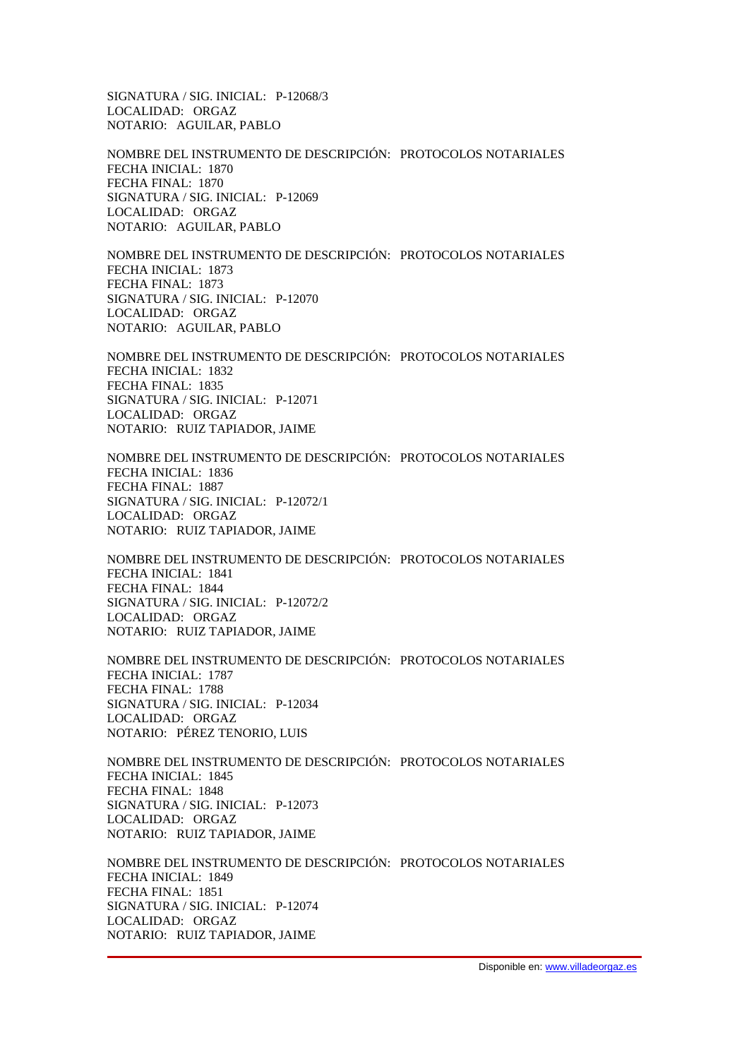SIGNATURA / SIG. INICIAL: P-12068/3
LOCALIDAD: ORGAZ
NOTARIO: AGUILAR, PABLO

NOMBRE DEL INSTRUMENTO DE DESCRIPCIÓN: PROTOCOLOS NOTARIALES
FECHA INICIAL: 1870
FECHA FINAL: 1870
SIGNATURA / SIG. INICIAL: P-12069
LOCALIDAD: ORGAZ
NOTARIO: AGUILAR, PABLO

NOMBRE DEL INSTRUMENTO DE DESCRIPCIÓN: PROTOCOLOS NOTARIALES
FECHA INICIAL: 1873
FECHA FINAL: 1873
SIGNATURA / SIG. INICIAL: P-12070
LOCALIDAD: ORGAZ
NOTARIO: AGUILAR, PABLO

NOMBRE DEL INSTRUMENTO DE DESCRIPCIÓN: PROTOCOLOS NOTARIALES
FECHA INICIAL: 1832
FECHA FINAL: 1835
SIGNATURA / SIG. INICIAL: P-12071
LOCALIDAD: ORGAZ
NOTARIO: RUIZ TAPIADOR, JAIME

NOMBRE DEL INSTRUMENTO DE DESCRIPCIÓN: PROTOCOLOS NOTARIALES
FECHA INICIAL: 1836
FECHA FINAL: 1887
SIGNATURA / SIG. INICIAL: P-12072/1
LOCALIDAD: ORGAZ
NOTARIO: RUIZ TAPIADOR, JAIME

NOMBRE DEL INSTRUMENTO DE DESCRIPCIÓN: PROTOCOLOS NOTARIALES
FECHA INICIAL: 1841
FECHA FINAL: 1844
SIGNATURA / SIG. INICIAL: P-12072/2
LOCALIDAD: ORGAZ
NOTARIO: RUIZ TAPIADOR, JAIME

NOMBRE DEL INSTRUMENTO DE DESCRIPCIÓN: PROTOCOLOS NOTARIALES
FECHA INICIAL: 1787
FECHA FINAL: 1788
SIGNATURA / SIG. INICIAL: P-12034
LOCALIDAD: ORGAZ
NOTARIO: PÉREZ TENORIO, LUIS

NOMBRE DEL INSTRUMENTO DE DESCRIPCIÓN: PROTOCOLOS NOTARIALES
FECHA INICIAL: 1845
FECHA FINAL: 1848
SIGNATURA / SIG. INICIAL: P-12073
LOCALIDAD: ORGAZ
NOTARIO: RUIZ TAPIADOR, JAIME

NOMBRE DEL INSTRUMENTO DE DESCRIPCIÓN: PROTOCOLOS NOTARIALES
FECHA INICIAL: 1849
FECHA FINAL: 1851
SIGNATURA / SIG. INICIAL: P-12074
LOCALIDAD: ORGAZ
NOTARIO: RUIZ TAPIADOR, JAIME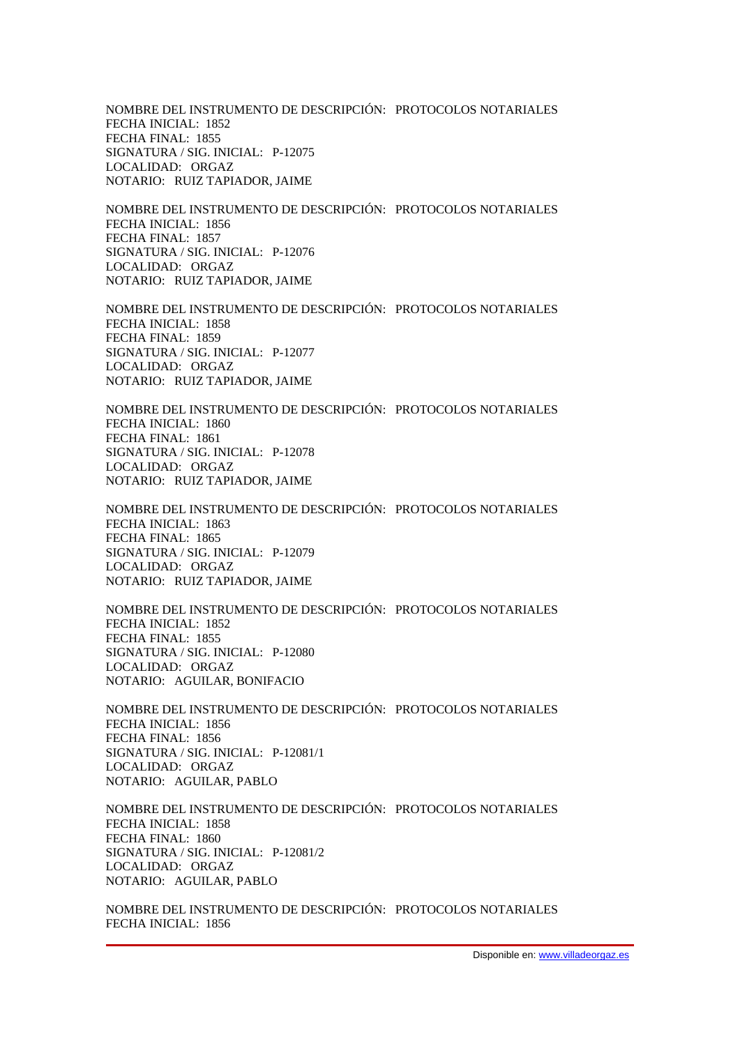NOMBRE DEL INSTRUMENTO DE DESCRIPCIÓN: PROTOCOLOS NOTARIALES
FECHA INICIAL: 1852
FECHA FINAL: 1855
SIGNATURA / SIG. INICIAL: P-12075
LOCALIDAD: ORGAZ
NOTARIO: RUIZ TAPIADOR, JAIME

NOMBRE DEL INSTRUMENTO DE DESCRIPCIÓN: PROTOCOLOS NOTARIALES
FECHA INICIAL: 1856
FECHA FINAL: 1857
SIGNATURA / SIG. INICIAL: P-12076
LOCALIDAD: ORGAZ
NOTARIO: RUIZ TAPIADOR, JAIME

NOMBRE DEL INSTRUMENTO DE DESCRIPCIÓN: PROTOCOLOS NOTARIALES
FECHA INICIAL: 1858
FECHA FINAL: 1859
SIGNATURA / SIG. INICIAL: P-12077
LOCALIDAD: ORGAZ
NOTARIO: RUIZ TAPIADOR, JAIME

NOMBRE DEL INSTRUMENTO DE DESCRIPCIÓN: PROTOCOLOS NOTARIALES
FECHA INICIAL: 1860
FECHA FINAL: 1861
SIGNATURA / SIG. INICIAL: P-12078
LOCALIDAD: ORGAZ
NOTARIO: RUIZ TAPIADOR, JAIME

NOMBRE DEL INSTRUMENTO DE DESCRIPCIÓN: PROTOCOLOS NOTARIALES
FECHA INICIAL: 1863
FECHA FINAL: 1865
SIGNATURA / SIG. INICIAL: P-12079
LOCALIDAD: ORGAZ
NOTARIO: RUIZ TAPIADOR, JAIME

NOMBRE DEL INSTRUMENTO DE DESCRIPCIÓN: PROTOCOLOS NOTARIALES
FECHA INICIAL: 1852
FECHA FINAL: 1855
SIGNATURA / SIG. INICIAL: P-12080
LOCALIDAD: ORGAZ
NOTARIO: AGUILAR, BONIFACIO

NOMBRE DEL INSTRUMENTO DE DESCRIPCIÓN: PROTOCOLOS NOTARIALES
FECHA INICIAL: 1856
FECHA FINAL: 1856
SIGNATURA / SIG. INICIAL: P-12081/1
LOCALIDAD: ORGAZ
NOTARIO: AGUILAR, PABLO

NOMBRE DEL INSTRUMENTO DE DESCRIPCIÓN: PROTOCOLOS NOTARIALES
FECHA INICIAL: 1858
FECHA FINAL: 1860
SIGNATURA / SIG. INICIAL: P-12081/2
LOCALIDAD: ORGAZ
NOTARIO: AGUILAR, PABLO

NOMBRE DEL INSTRUMENTO DE DESCRIPCIÓN: PROTOCOLOS NOTARIALES
FECHA INICIAL: 1856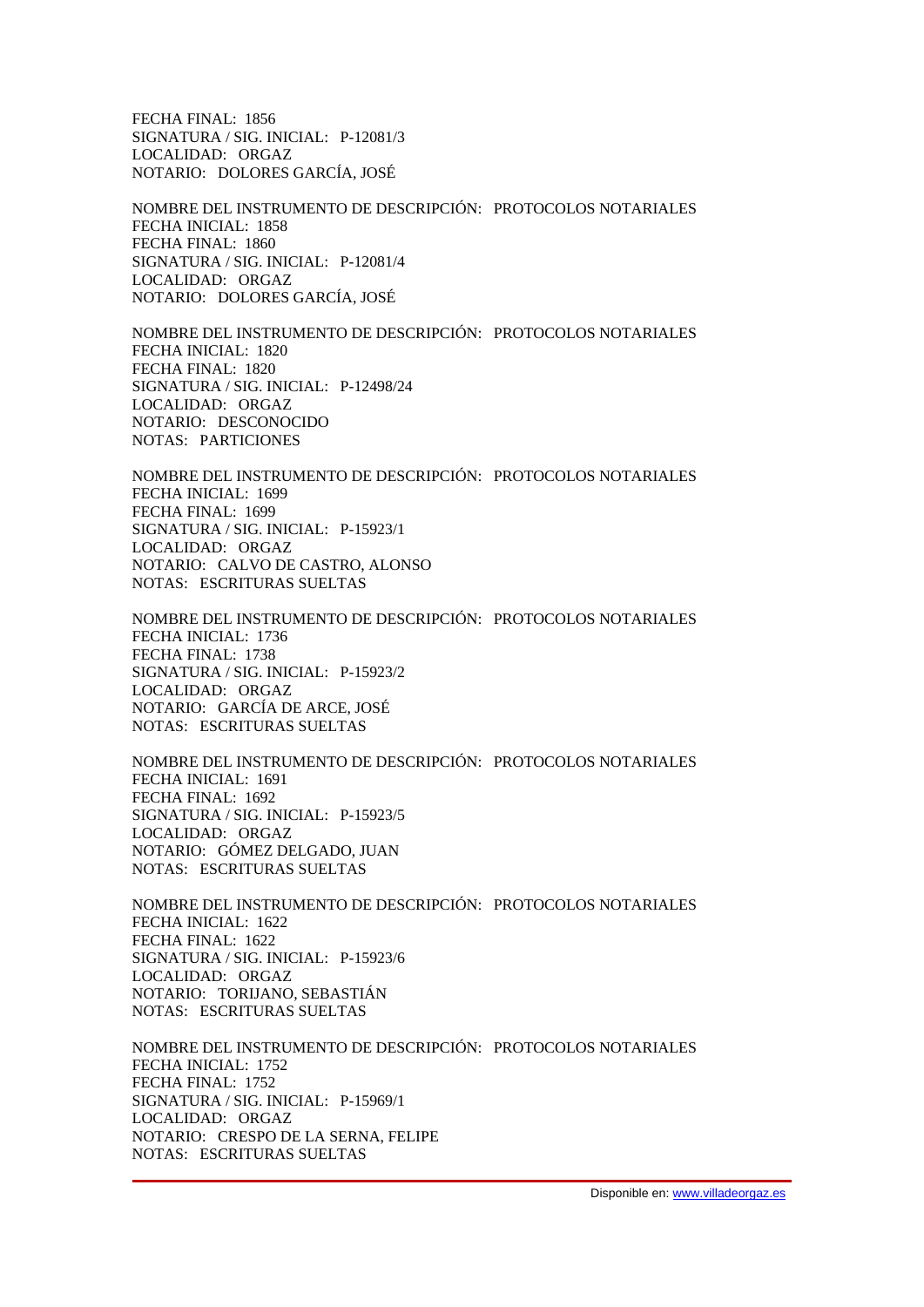FECHA FINAL: 1856
SIGNATURA / SIG. INICIAL: P-12081/3
LOCALIDAD: ORGAZ
NOTARIO: DOLORES GARCÍA, JOSÉ

NOMBRE DEL INSTRUMENTO DE DESCRIPCIÓN: PROTOCOLOS NOTARIALES
FECHA INICIAL: 1858
FECHA FINAL: 1860
SIGNATURA / SIG. INICIAL: P-12081/4
LOCALIDAD: ORGAZ
NOTARIO: DOLORES GARCÍA, JOSÉ

NOMBRE DEL INSTRUMENTO DE DESCRIPCIÓN: PROTOCOLOS NOTARIALES
FECHA INICIAL: 1820
FECHA FINAL: 1820
SIGNATURA / SIG. INICIAL: P-12498/24
LOCALIDAD: ORGAZ
NOTARIO: DESCONOCIDO
NOTAS: PARTICIONES

NOMBRE DEL INSTRUMENTO DE DESCRIPCIÓN: PROTOCOLOS NOTARIALES
FECHA INICIAL: 1699
FECHA FINAL: 1699
SIGNATURA / SIG. INICIAL: P-15923/1
LOCALIDAD: ORGAZ
NOTARIO: CALVO DE CASTRO, ALONSO
NOTAS: ESCRITURAS SUELTAS

NOMBRE DEL INSTRUMENTO DE DESCRIPCIÓN: PROTOCOLOS NOTARIALES
FECHA INICIAL: 1736
FECHA FINAL: 1738
SIGNATURA / SIG. INICIAL: P-15923/2
LOCALIDAD: ORGAZ
NOTARIO: GARCÍA DE ARCE, JOSÉ
NOTAS: ESCRITURAS SUELTAS

NOMBRE DEL INSTRUMENTO DE DESCRIPCIÓN: PROTOCOLOS NOTARIALES
FECHA INICIAL: 1691
FECHA FINAL: 1692
SIGNATURA / SIG. INICIAL: P-15923/5
LOCALIDAD: ORGAZ
NOTARIO: GÓMEZ DELGADO, JUAN
NOTAS: ESCRITURAS SUELTAS

NOMBRE DEL INSTRUMENTO DE DESCRIPCIÓN: PROTOCOLOS NOTARIALES
FECHA INICIAL: 1622
FECHA FINAL: 1622
SIGNATURA / SIG. INICIAL: P-15923/6
LOCALIDAD: ORGAZ
NOTARIO: TORIJANO, SEBASTIÁN
NOTAS: ESCRITURAS SUELTAS

NOMBRE DEL INSTRUMENTO DE DESCRIPCIÓN: PROTOCOLOS NOTARIALES
FECHA INICIAL: 1752
FECHA FINAL: 1752
SIGNATURA / SIG. INICIAL: P-15969/1
LOCALIDAD: ORGAZ
NOTARIO: CRESPO DE LA SERNA, FELIPE
NOTAS: ESCRITURAS SUELTAS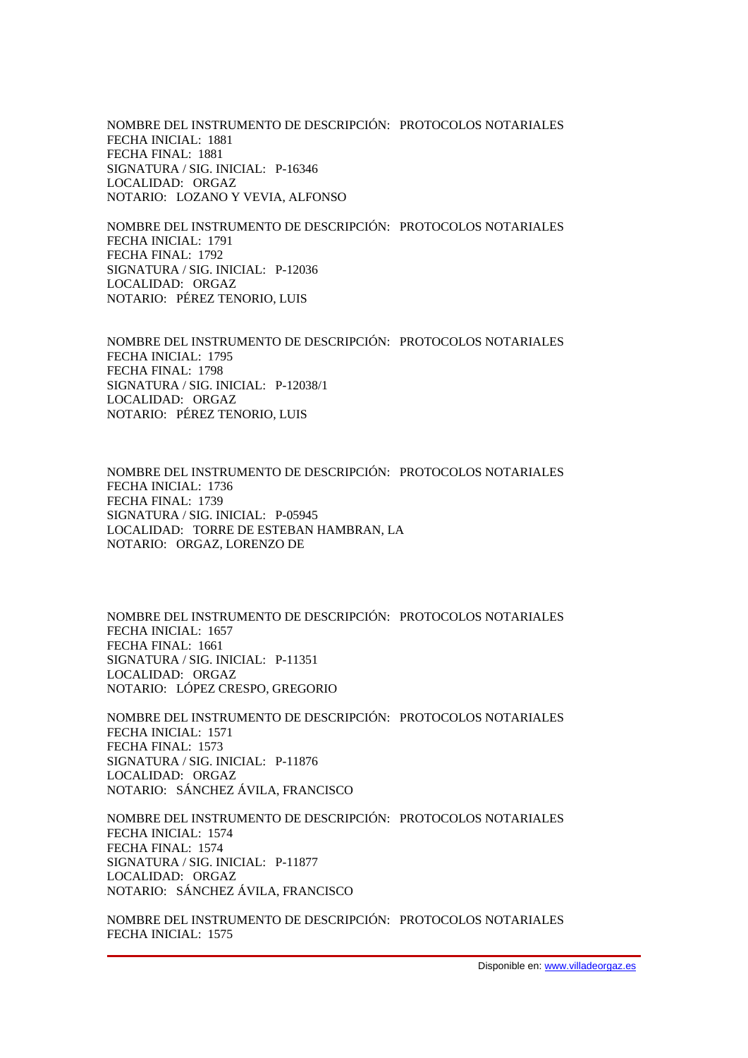NOMBRE DEL INSTRUMENTO DE DESCRIPCIÓN: PROTOCOLOS NOTARIALES
FECHA INICIAL: 1881
FECHA FINAL: 1881
SIGNATURA / SIG. INICIAL: P-16346
LOCALIDAD: ORGAZ
NOTARIO: LOZANO Y VEVIA, ALFONSO

NOMBRE DEL INSTRUMENTO DE DESCRIPCIÓN: PROTOCOLOS NOTARIALES
FECHA INICIAL: 1791
FECHA FINAL: 1792
SIGNATURA / SIG. INICIAL: P-12036
LOCALIDAD: ORGAZ
NOTARIO: PÉREZ TENORIO, LUIS

NOMBRE DEL INSTRUMENTO DE DESCRIPCIÓN: PROTOCOLOS NOTARIALES
FECHA INICIAL: 1795
FECHA FINAL: 1798
SIGNATURA / SIG. INICIAL: P-12038/1
LOCALIDAD: ORGAZ
NOTARIO: PÉREZ TENORIO, LUIS

NOMBRE DEL INSTRUMENTO DE DESCRIPCIÓN: PROTOCOLOS NOTARIALES
FECHA INICIAL: 1736
FECHA FINAL: 1739
SIGNATURA / SIG. INICIAL: P-05945
LOCALIDAD: TORRE DE ESTEBAN HAMBRAN, LA
NOTARIO: ORGAZ, LORENZO DE

NOMBRE DEL INSTRUMENTO DE DESCRIPCIÓN: PROTOCOLOS NOTARIALES
FECHA INICIAL: 1657
FECHA FINAL: 1661
SIGNATURA / SIG. INICIAL: P-11351
LOCALIDAD: ORGAZ
NOTARIO: LÓPEZ CRESPO, GREGORIO

NOMBRE DEL INSTRUMENTO DE DESCRIPCIÓN: PROTOCOLOS NOTARIALES
FECHA INICIAL: 1571
FECHA FINAL: 1573
SIGNATURA / SIG. INICIAL: P-11876
LOCALIDAD: ORGAZ
NOTARIO: SÁNCHEZ ÁVILA, FRANCISCO

NOMBRE DEL INSTRUMENTO DE DESCRIPCIÓN: PROTOCOLOS NOTARIALES
FECHA INICIAL: 1574
FECHA FINAL: 1574
SIGNATURA / SIG. INICIAL: P-11877
LOCALIDAD: ORGAZ
NOTARIO: SÁNCHEZ ÁVILA, FRANCISCO

NOMBRE DEL INSTRUMENTO DE DESCRIPCIÓN: PROTOCOLOS NOTARIALES
FECHA INICIAL: 1575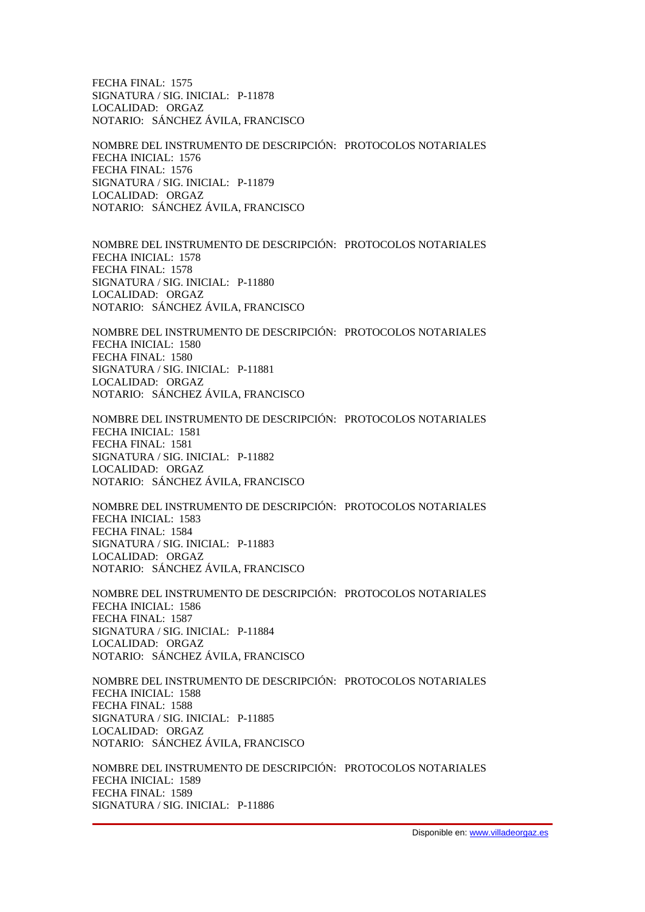FECHA FINAL: 1575
SIGNATURA / SIG. INICIAL: P-11878
LOCALIDAD: ORGAZ
NOTARIO: SÁNCHEZ ÁVILA, FRANCISCO

NOMBRE DEL INSTRUMENTO DE DESCRIPCIÓN: PROTOCOLOS NOTARIALES
FECHA INICIAL: 1576
FECHA FINAL: 1576
SIGNATURA / SIG. INICIAL: P-11879
LOCALIDAD: ORGAZ
NOTARIO: SÁNCHEZ ÁVILA, FRANCISCO

NOMBRE DEL INSTRUMENTO DE DESCRIPCIÓN: PROTOCOLOS NOTARIALES
FECHA INICIAL: 1578
FECHA FINAL: 1578
SIGNATURA / SIG. INICIAL: P-11880
LOCALIDAD: ORGAZ
NOTARIO: SÁNCHEZ ÁVILA, FRANCISCO

NOMBRE DEL INSTRUMENTO DE DESCRIPCIÓN: PROTOCOLOS NOTARIALES
FECHA INICIAL: 1580
FECHA FINAL: 1580
SIGNATURA / SIG. INICIAL: P-11881
LOCALIDAD: ORGAZ
NOTARIO: SÁNCHEZ ÁVILA, FRANCISCO

NOMBRE DEL INSTRUMENTO DE DESCRIPCIÓN: PROTOCOLOS NOTARIALES
FECHA INICIAL: 1581
FECHA FINAL: 1581
SIGNATURA / SIG. INICIAL: P-11882
LOCALIDAD: ORGAZ
NOTARIO: SÁNCHEZ ÁVILA, FRANCISCO

NOMBRE DEL INSTRUMENTO DE DESCRIPCIÓN: PROTOCOLOS NOTARIALES
FECHA INICIAL: 1583
FECHA FINAL: 1584
SIGNATURA / SIG. INICIAL: P-11883
LOCALIDAD: ORGAZ
NOTARIO: SÁNCHEZ ÁVILA, FRANCISCO

NOMBRE DEL INSTRUMENTO DE DESCRIPCIÓN: PROTOCOLOS NOTARIALES
FECHA INICIAL: 1586
FECHA FINAL: 1587
SIGNATURA / SIG. INICIAL: P-11884
LOCALIDAD: ORGAZ
NOTARIO: SÁNCHEZ ÁVILA, FRANCISCO

NOMBRE DEL INSTRUMENTO DE DESCRIPCIÓN: PROTOCOLOS NOTARIALES
FECHA INICIAL: 1588
FECHA FINAL: 1588
SIGNATURA / SIG. INICIAL: P-11885
LOCALIDAD: ORGAZ
NOTARIO: SÁNCHEZ ÁVILA, FRANCISCO

NOMBRE DEL INSTRUMENTO DE DESCRIPCIÓN: PROTOCOLOS NOTARIALES
FECHA INICIAL: 1589
FECHA FINAL: 1589
SIGNATURA / SIG. INICIAL: P-11886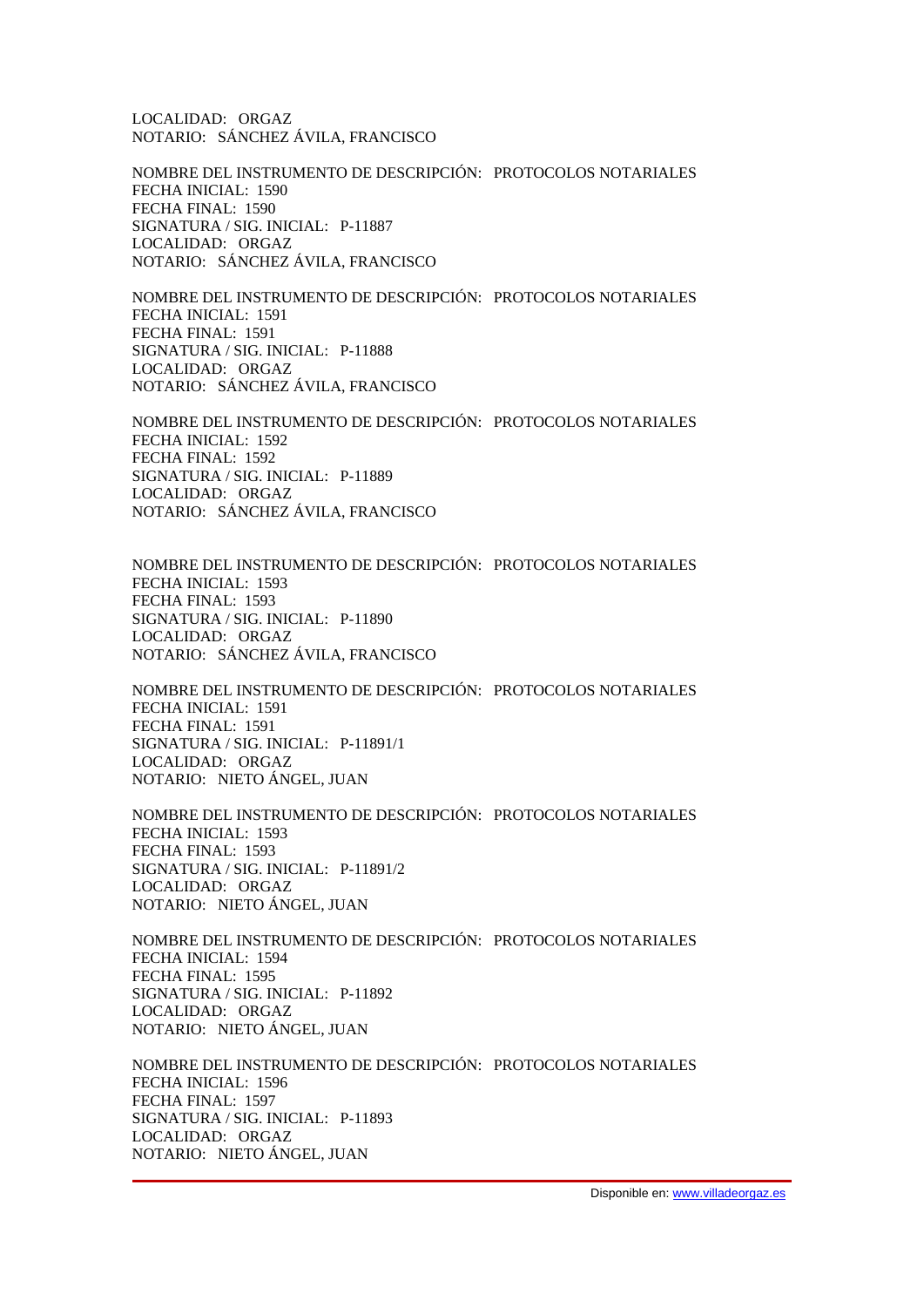LOCALIDAD: ORGAZ
NOTARIO: SÁNCHEZ ÁVILA, FRANCISCO

NOMBRE DEL INSTRUMENTO DE DESCRIPCIÓN: PROTOCOLOS NOTARIALES
FECHA INICIAL: 1590
FECHA FINAL: 1590
SIGNATURA / SIG. INICIAL: P-11887
LOCALIDAD: ORGAZ
NOTARIO: SÁNCHEZ ÁVILA, FRANCISCO

NOMBRE DEL INSTRUMENTO DE DESCRIPCIÓN: PROTOCOLOS NOTARIALES
FECHA INICIAL: 1591
FECHA FINAL: 1591
SIGNATURA / SIG. INICIAL: P-11888
LOCALIDAD: ORGAZ
NOTARIO: SÁNCHEZ ÁVILA, FRANCISCO

NOMBRE DEL INSTRUMENTO DE DESCRIPCIÓN: PROTOCOLOS NOTARIALES
FECHA INICIAL: 1592
FECHA FINAL: 1592
SIGNATURA / SIG. INICIAL: P-11889
LOCALIDAD: ORGAZ
NOTARIO: SÁNCHEZ ÁVILA, FRANCISCO

NOMBRE DEL INSTRUMENTO DE DESCRIPCIÓN: PROTOCOLOS NOTARIALES
FECHA INICIAL: 1593
FECHA FINAL: 1593
SIGNATURA / SIG. INICIAL: P-11890
LOCALIDAD: ORGAZ
NOTARIO: SÁNCHEZ ÁVILA, FRANCISCO

NOMBRE DEL INSTRUMENTO DE DESCRIPCIÓN: PROTOCOLOS NOTARIALES
FECHA INICIAL: 1591
FECHA FINAL: 1591
SIGNATURA / SIG. INICIAL: P-11891/1
LOCALIDAD: ORGAZ
NOTARIO: NIETO ÁNGEL, JUAN

NOMBRE DEL INSTRUMENTO DE DESCRIPCIÓN: PROTOCOLOS NOTARIALES
FECHA INICIAL: 1593
FECHA FINAL: 1593
SIGNATURA / SIG. INICIAL: P-11891/2
LOCALIDAD: ORGAZ
NOTARIO: NIETO ÁNGEL, JUAN

NOMBRE DEL INSTRUMENTO DE DESCRIPCIÓN: PROTOCOLOS NOTARIALES
FECHA INICIAL: 1594
FECHA FINAL: 1595
SIGNATURA / SIG. INICIAL: P-11892
LOCALIDAD: ORGAZ
NOTARIO: NIETO ÁNGEL, JUAN

NOMBRE DEL INSTRUMENTO DE DESCRIPCIÓN: PROTOCOLOS NOTARIALES
FECHA INICIAL: 1596
FECHA FINAL: 1597
SIGNATURA / SIG. INICIAL: P-11893
LOCALIDAD: ORGAZ
NOTARIO: NIETO ÁNGEL, JUAN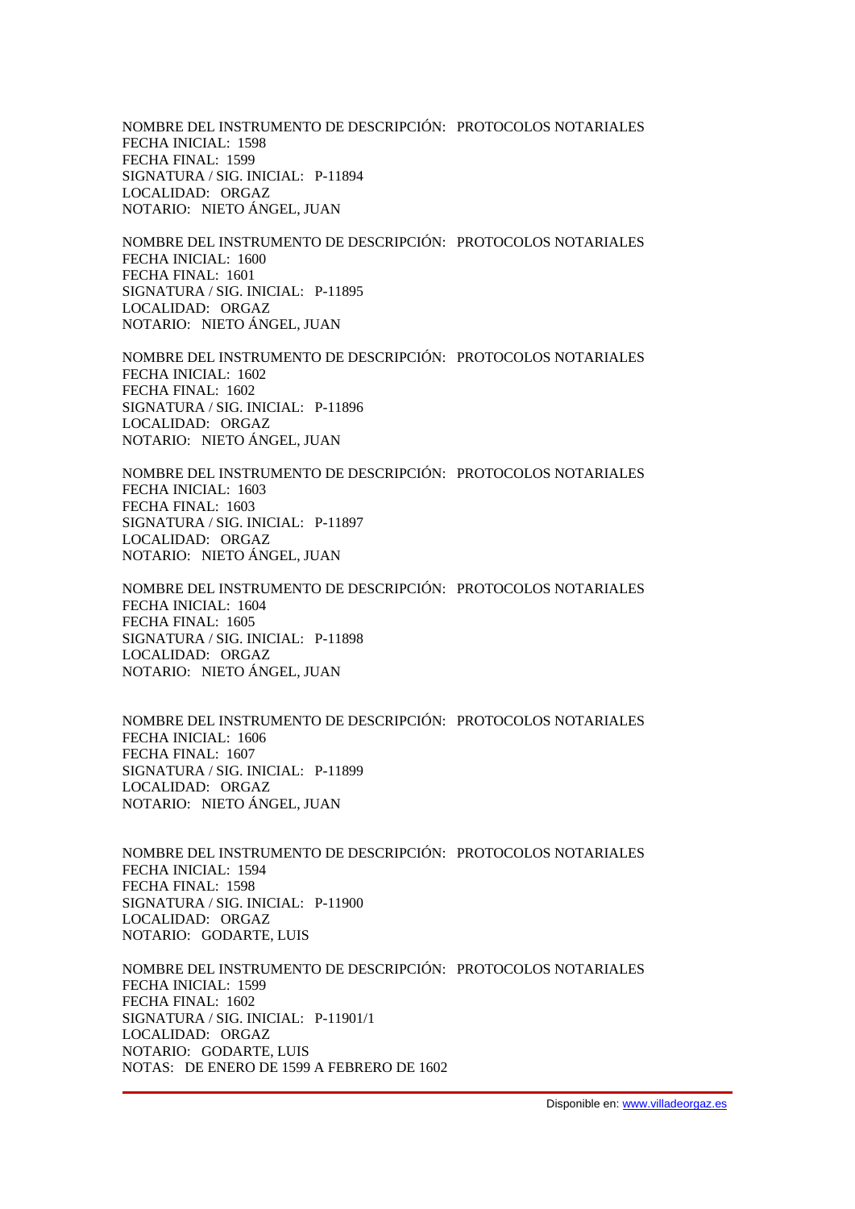NOMBRE DEL INSTRUMENTO DE DESCRIPCIÓN: PROTOCOLOS NOTARIALES
FECHA INICIAL: 1598
FECHA FINAL: 1599
SIGNATURA / SIG. INICIAL: P-11894
LOCALIDAD: ORGAZ
NOTARIO: NIETO ÁNGEL, JUAN

NOMBRE DEL INSTRUMENTO DE DESCRIPCIÓN: PROTOCOLOS NOTARIALES
FECHA INICIAL: 1600
FECHA FINAL: 1601
SIGNATURA / SIG. INICIAL: P-11895
LOCALIDAD: ORGAZ
NOTARIO: NIETO ÁNGEL, JUAN

NOMBRE DEL INSTRUMENTO DE DESCRIPCIÓN: PROTOCOLOS NOTARIALES
FECHA INICIAL: 1602
FECHA FINAL: 1602
SIGNATURA / SIG. INICIAL: P-11896
LOCALIDAD: ORGAZ
NOTARIO: NIETO ÁNGEL, JUAN

NOMBRE DEL INSTRUMENTO DE DESCRIPCIÓN: PROTOCOLOS NOTARIALES
FECHA INICIAL: 1603
FECHA FINAL: 1603
SIGNATURA / SIG. INICIAL: P-11897
LOCALIDAD: ORGAZ
NOTARIO: NIETO ÁNGEL, JUAN

NOMBRE DEL INSTRUMENTO DE DESCRIPCIÓN: PROTOCOLOS NOTARIALES
FECHA INICIAL: 1604
FECHA FINAL: 1605
SIGNATURA / SIG. INICIAL: P-11898
LOCALIDAD: ORGAZ
NOTARIO: NIETO ÁNGEL, JUAN

NOMBRE DEL INSTRUMENTO DE DESCRIPCIÓN: PROTOCOLOS NOTARIALES
FECHA INICIAL: 1606
FECHA FINAL: 1607
SIGNATURA / SIG. INICIAL: P-11899
LOCALIDAD: ORGAZ
NOTARIO: NIETO ÁNGEL, JUAN

NOMBRE DEL INSTRUMENTO DE DESCRIPCIÓN: PROTOCOLOS NOTARIALES
FECHA INICIAL: 1594
FECHA FINAL: 1598
SIGNATURA / SIG. INICIAL: P-11900
LOCALIDAD: ORGAZ
NOTARIO: GODARTE, LUIS

NOMBRE DEL INSTRUMENTO DE DESCRIPCIÓN: PROTOCOLOS NOTARIALES
FECHA INICIAL: 1599
FECHA FINAL: 1602
SIGNATURA / SIG. INICIAL: P-11901/1
LOCALIDAD: ORGAZ
NOTARIO: GODARTE, LUIS
NOTAS: DE ENERO DE 1599 A FEBRERO DE 1602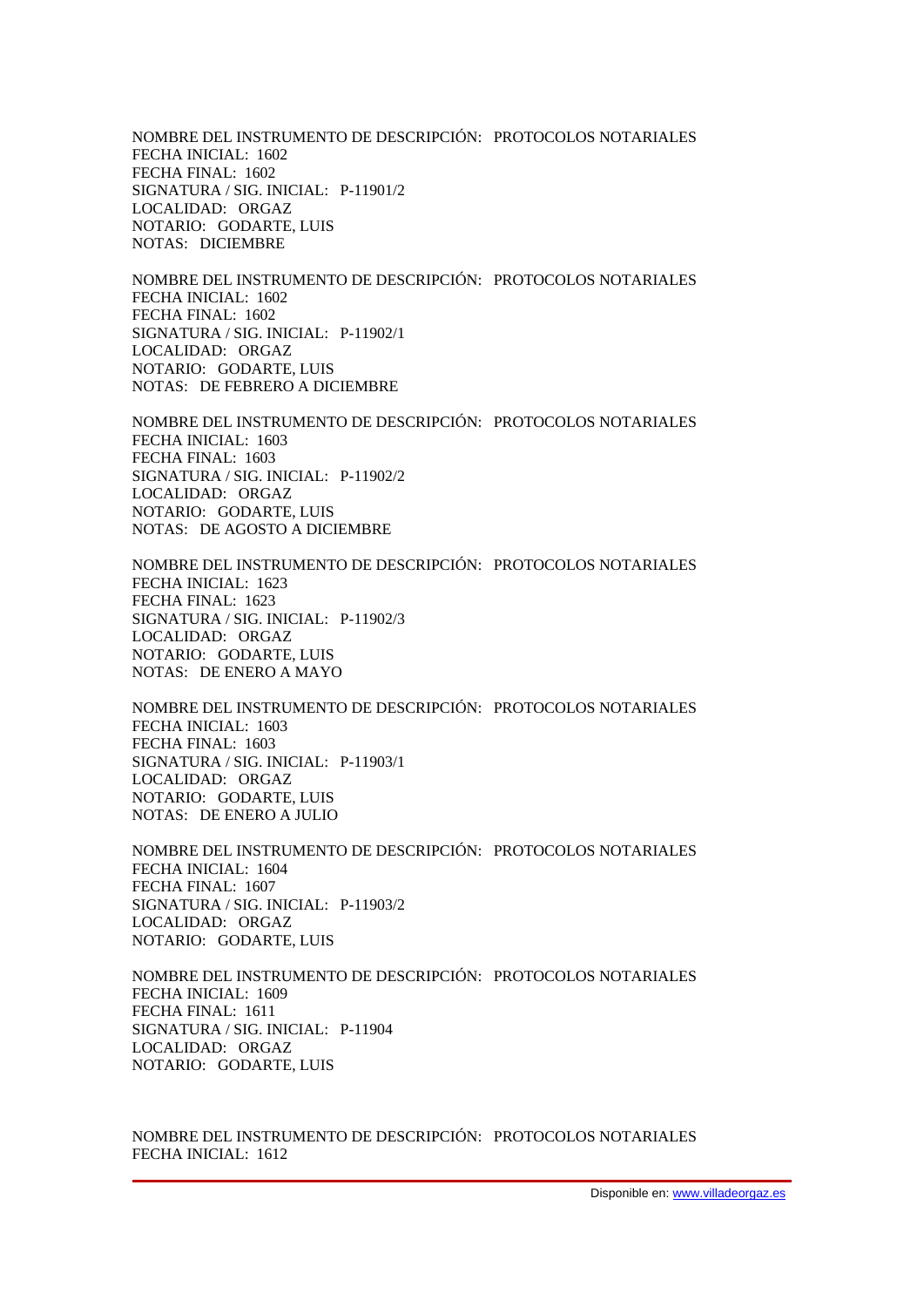NOMBRE DEL INSTRUMENTO DE DESCRIPCIÓN: PROTOCOLOS NOTARIALES
FECHA INICIAL: 1602
FECHA FINAL: 1602
SIGNATURA / SIG. INICIAL: P-11901/2
LOCALIDAD: ORGAZ
NOTARIO: GODARTE, LUIS
NOTAS: DICIEMBRE

NOMBRE DEL INSTRUMENTO DE DESCRIPCIÓN: PROTOCOLOS NOTARIALES
FECHA INICIAL: 1602
FECHA FINAL: 1602
SIGNATURA / SIG. INICIAL: P-11902/1
LOCALIDAD: ORGAZ
NOTARIO: GODARTE, LUIS
NOTAS: DE FEBRERO A DICIEMBRE

NOMBRE DEL INSTRUMENTO DE DESCRIPCIÓN: PROTOCOLOS NOTARIALES
FECHA INICIAL: 1603
FECHA FINAL: 1603
SIGNATURA / SIG. INICIAL: P-11902/2
LOCALIDAD: ORGAZ
NOTARIO: GODARTE, LUIS
NOTAS: DE AGOSTO A DICIEMBRE

NOMBRE DEL INSTRUMENTO DE DESCRIPCIÓN: PROTOCOLOS NOTARIALES
FECHA INICIAL: 1623
FECHA FINAL: 1623
SIGNATURA / SIG. INICIAL: P-11902/3
LOCALIDAD: ORGAZ
NOTARIO: GODARTE, LUIS
NOTAS: DE ENERO A MAYO

NOMBRE DEL INSTRUMENTO DE DESCRIPCIÓN: PROTOCOLOS NOTARIALES
FECHA INICIAL: 1603
FECHA FINAL: 1603
SIGNATURA / SIG. INICIAL: P-11903/1
LOCALIDAD: ORGAZ
NOTARIO: GODARTE, LUIS
NOTAS: DE ENERO A JULIO

NOMBRE DEL INSTRUMENTO DE DESCRIPCIÓN: PROTOCOLOS NOTARIALES
FECHA INICIAL: 1604
FECHA FINAL: 1607
SIGNATURA / SIG. INICIAL: P-11903/2
LOCALIDAD: ORGAZ
NOTARIO: GODARTE, LUIS

NOMBRE DEL INSTRUMENTO DE DESCRIPCIÓN: PROTOCOLOS NOTARIALES
FECHA INICIAL: 1609
FECHA FINAL: 1611
SIGNATURA / SIG. INICIAL: P-11904
LOCALIDAD: ORGAZ
NOTARIO: GODARTE, LUIS

NOMBRE DEL INSTRUMENTO DE DESCRIPCIÓN: PROTOCOLOS NOTARIALES
FECHA INICIAL: 1612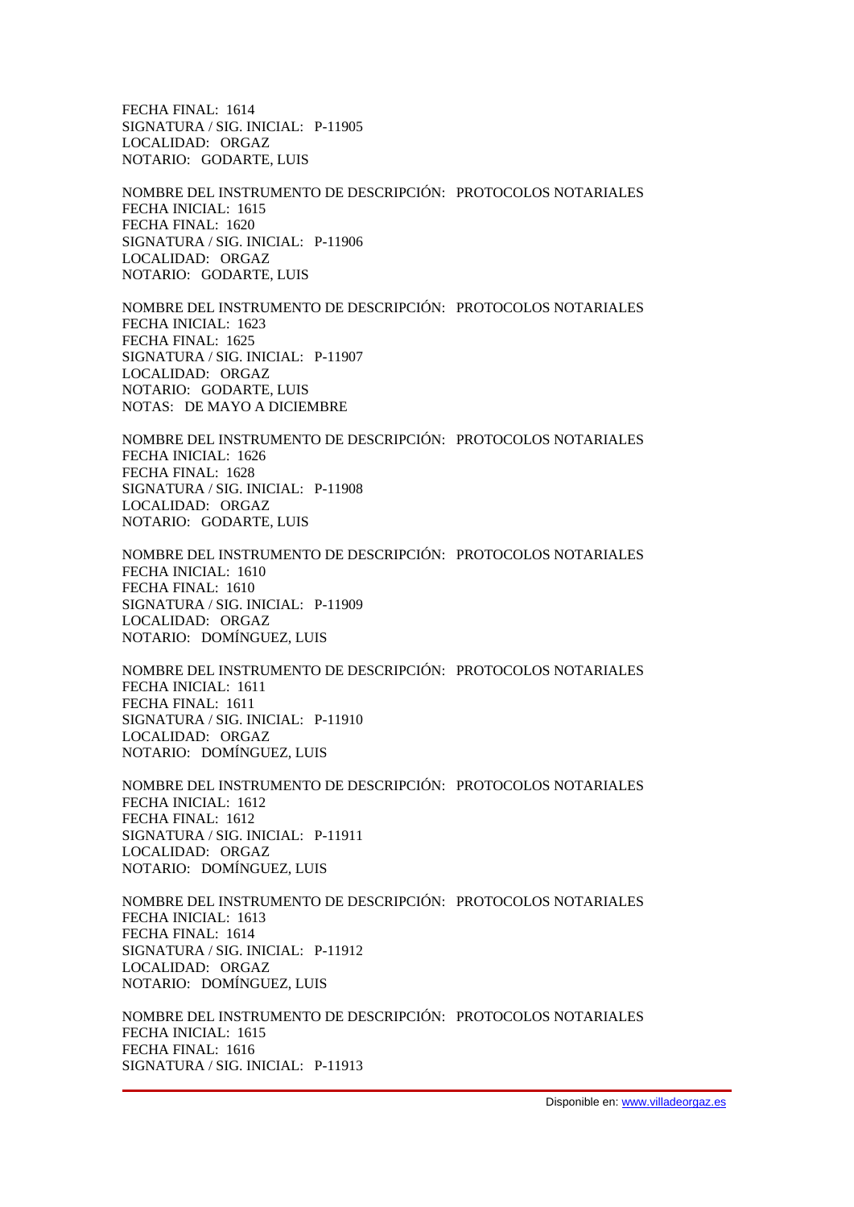FECHA FINAL: 1614
SIGNATURA / SIG. INICIAL: P-11905
LOCALIDAD: ORGAZ
NOTARIO: GODARTE, LUIS

NOMBRE DEL INSTRUMENTO DE DESCRIPCIÓN: PROTOCOLOS NOTARIALES
FECHA INICIAL: 1615
FECHA FINAL: 1620
SIGNATURA / SIG. INICIAL: P-11906
LOCALIDAD: ORGAZ
NOTARIO: GODARTE, LUIS

NOMBRE DEL INSTRUMENTO DE DESCRIPCIÓN: PROTOCOLOS NOTARIALES
FECHA INICIAL: 1623
FECHA FINAL: 1625
SIGNATURA / SIG. INICIAL: P-11907
LOCALIDAD: ORGAZ
NOTARIO: GODARTE, LUIS
NOTAS: DE MAYO A DICIEMBRE

NOMBRE DEL INSTRUMENTO DE DESCRIPCIÓN: PROTOCOLOS NOTARIALES
FECHA INICIAL: 1626
FECHA FINAL: 1628
SIGNATURA / SIG. INICIAL: P-11908
LOCALIDAD: ORGAZ
NOTARIO: GODARTE, LUIS

NOMBRE DEL INSTRUMENTO DE DESCRIPCIÓN: PROTOCOLOS NOTARIALES
FECHA INICIAL: 1610
FECHA FINAL: 1610
SIGNATURA / SIG. INICIAL: P-11909
LOCALIDAD: ORGAZ
NOTARIO: DOMÍNGUEZ, LUIS

NOMBRE DEL INSTRUMENTO DE DESCRIPCIÓN: PROTOCOLOS NOTARIALES
FECHA INICIAL: 1611
FECHA FINAL: 1611
SIGNATURA / SIG. INICIAL: P-11910
LOCALIDAD: ORGAZ
NOTARIO: DOMÍNGUEZ, LUIS

NOMBRE DEL INSTRUMENTO DE DESCRIPCIÓN: PROTOCOLOS NOTARIALES
FECHA INICIAL: 1612
FECHA FINAL: 1612
SIGNATURA / SIG. INICIAL: P-11911
LOCALIDAD: ORGAZ
NOTARIO: DOMÍNGUEZ, LUIS

NOMBRE DEL INSTRUMENTO DE DESCRIPCIÓN: PROTOCOLOS NOTARIALES
FECHA INICIAL: 1613
FECHA FINAL: 1614
SIGNATURA / SIG. INICIAL: P-11912
LOCALIDAD: ORGAZ
NOTARIO: DOMÍNGUEZ, LUIS

NOMBRE DEL INSTRUMENTO DE DESCRIPCIÓN: PROTOCOLOS NOTARIALES
FECHA INICIAL: 1615
FECHA FINAL: 1616
SIGNATURA / SIG. INICIAL: P-11913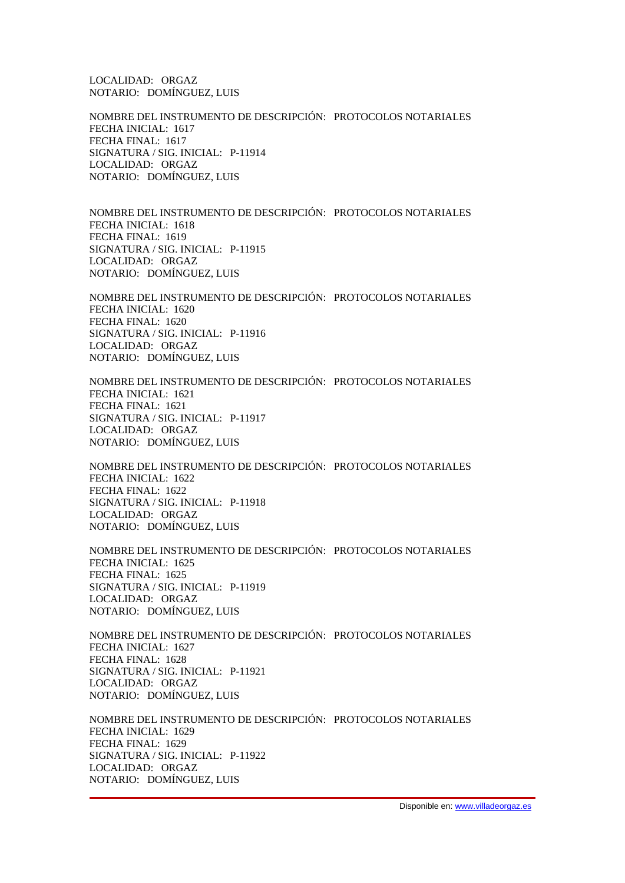LOCALIDAD: ORGAZ
NOTARIO: DOMÍNGUEZ, LUIS

NOMBRE DEL INSTRUMENTO DE DESCRIPCIÓN: PROTOCOLOS NOTARIALES
FECHA INICIAL: 1617
FECHA FINAL: 1617
SIGNATURA / SIG. INICIAL: P-11914
LOCALIDAD: ORGAZ
NOTARIO: DOMÍNGUEZ, LUIS

NOMBRE DEL INSTRUMENTO DE DESCRIPCIÓN: PROTOCOLOS NOTARIALES
FECHA INICIAL: 1618
FECHA FINAL: 1619
SIGNATURA / SIG. INICIAL: P-11915
LOCALIDAD: ORGAZ
NOTARIO: DOMÍNGUEZ, LUIS

NOMBRE DEL INSTRUMENTO DE DESCRIPCIÓN: PROTOCOLOS NOTARIALES
FECHA INICIAL: 1620
FECHA FINAL: 1620
SIGNATURA / SIG. INICIAL: P-11916
LOCALIDAD: ORGAZ
NOTARIO: DOMÍNGUEZ, LUIS

NOMBRE DEL INSTRUMENTO DE DESCRIPCIÓN: PROTOCOLOS NOTARIALES
FECHA INICIAL: 1621
FECHA FINAL: 1621
SIGNATURA / SIG. INICIAL: P-11917
LOCALIDAD: ORGAZ
NOTARIO: DOMÍNGUEZ, LUIS

NOMBRE DEL INSTRUMENTO DE DESCRIPCIÓN: PROTOCOLOS NOTARIALES
FECHA INICIAL: 1622
FECHA FINAL: 1622
SIGNATURA / SIG. INICIAL: P-11918
LOCALIDAD: ORGAZ
NOTARIO: DOMÍNGUEZ, LUIS

NOMBRE DEL INSTRUMENTO DE DESCRIPCIÓN: PROTOCOLOS NOTARIALES
FECHA INICIAL: 1625
FECHA FINAL: 1625
SIGNATURA / SIG. INICIAL: P-11919
LOCALIDAD: ORGAZ
NOTARIO: DOMÍNGUEZ, LUIS

NOMBRE DEL INSTRUMENTO DE DESCRIPCIÓN: PROTOCOLOS NOTARIALES
FECHA INICIAL: 1627
FECHA FINAL: 1628
SIGNATURA / SIG. INICIAL: P-11921
LOCALIDAD: ORGAZ
NOTARIO: DOMÍNGUEZ, LUIS

NOMBRE DEL INSTRUMENTO DE DESCRIPCIÓN: PROTOCOLOS NOTARIALES
FECHA INICIAL: 1629
FECHA FINAL: 1629
SIGNATURA / SIG. INICIAL: P-11922
LOCALIDAD: ORGAZ
NOTARIO: DOMÍNGUEZ, LUIS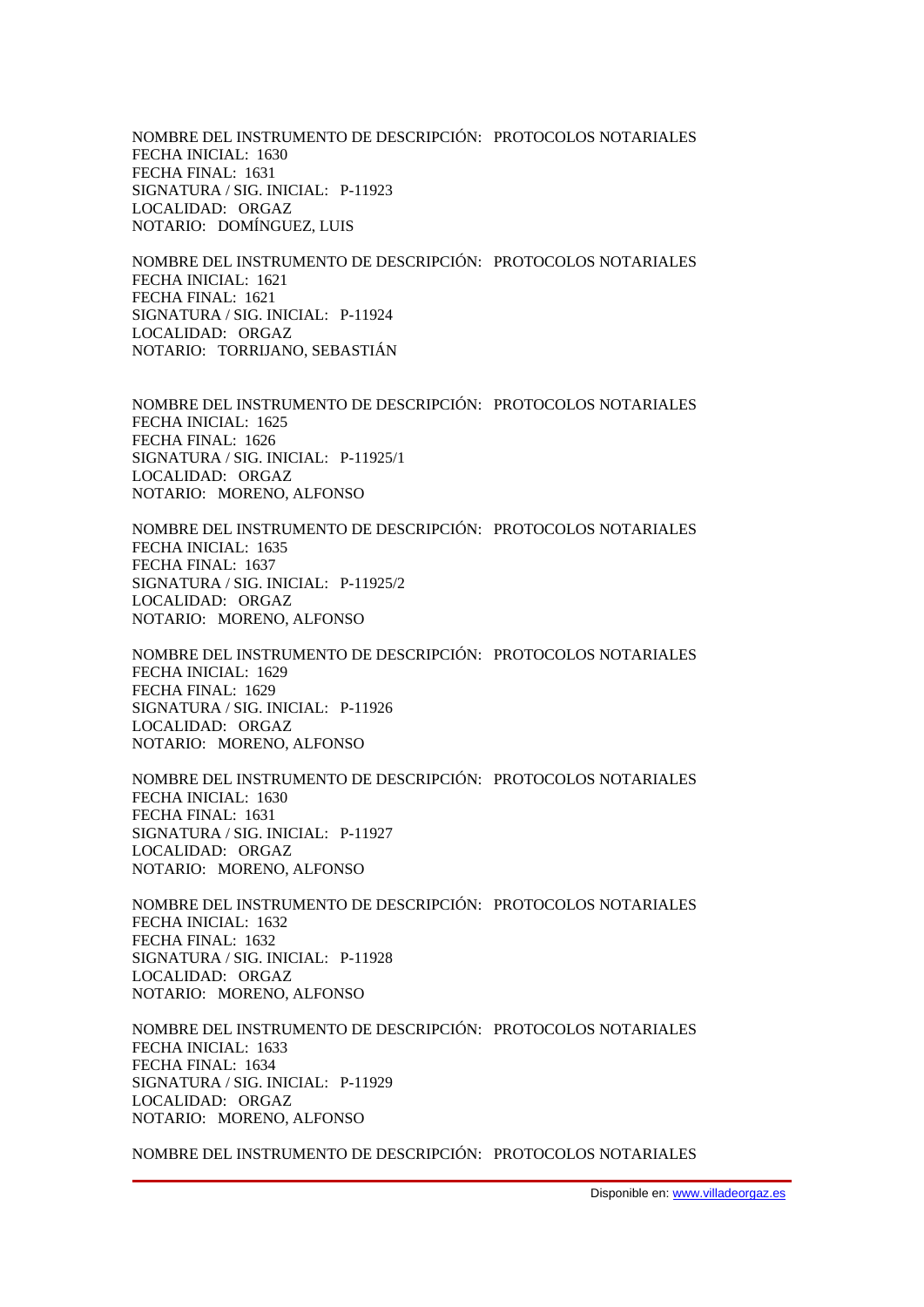NOMBRE DEL INSTRUMENTO DE DESCRIPCIÓN: PROTOCOLOS NOTARIALES
FECHA INICIAL: 1630
FECHA FINAL: 1631
SIGNATURA / SIG. INICIAL: P-11923
LOCALIDAD: ORGAZ
NOTARIO: DOMÍNGUEZ, LUIS

NOMBRE DEL INSTRUMENTO DE DESCRIPCIÓN: PROTOCOLOS NOTARIALES
FECHA INICIAL: 1621
FECHA FINAL: 1621
SIGNATURA / SIG. INICIAL: P-11924
LOCALIDAD: ORGAZ
NOTARIO: TORRIJANO, SEBASTIÁN

NOMBRE DEL INSTRUMENTO DE DESCRIPCIÓN: PROTOCOLOS NOTARIALES
FECHA INICIAL: 1625
FECHA FINAL: 1626
SIGNATURA / SIG. INICIAL: P-11925/1
LOCALIDAD: ORGAZ
NOTARIO: MORENO, ALFONSO

NOMBRE DEL INSTRUMENTO DE DESCRIPCIÓN: PROTOCOLOS NOTARIALES
FECHA INICIAL: 1635
FECHA FINAL: 1637
SIGNATURA / SIG. INICIAL: P-11925/2
LOCALIDAD: ORGAZ
NOTARIO: MORENO, ALFONSO

NOMBRE DEL INSTRUMENTO DE DESCRIPCIÓN: PROTOCOLOS NOTARIALES
FECHA INICIAL: 1629
FECHA FINAL: 1629
SIGNATURA / SIG. INICIAL: P-11926
LOCALIDAD: ORGAZ
NOTARIO: MORENO, ALFONSO

NOMBRE DEL INSTRUMENTO DE DESCRIPCIÓN: PROTOCOLOS NOTARIALES
FECHA INICIAL: 1630
FECHA FINAL: 1631
SIGNATURA / SIG. INICIAL: P-11927
LOCALIDAD: ORGAZ
NOTARIO: MORENO, ALFONSO

NOMBRE DEL INSTRUMENTO DE DESCRIPCIÓN: PROTOCOLOS NOTARIALES
FECHA INICIAL: 1632
FECHA FINAL: 1632
SIGNATURA / SIG. INICIAL: P-11928
LOCALIDAD: ORGAZ
NOTARIO: MORENO, ALFONSO

NOMBRE DEL INSTRUMENTO DE DESCRIPCIÓN: PROTOCOLOS NOTARIALES
FECHA INICIAL: 1633
FECHA FINAL: 1634
SIGNATURA / SIG. INICIAL: P-11929
LOCALIDAD: ORGAZ
NOTARIO: MORENO, ALFONSO

NOMBRE DEL INSTRUMENTO DE DESCRIPCIÓN: PROTOCOLOS NOTARIALES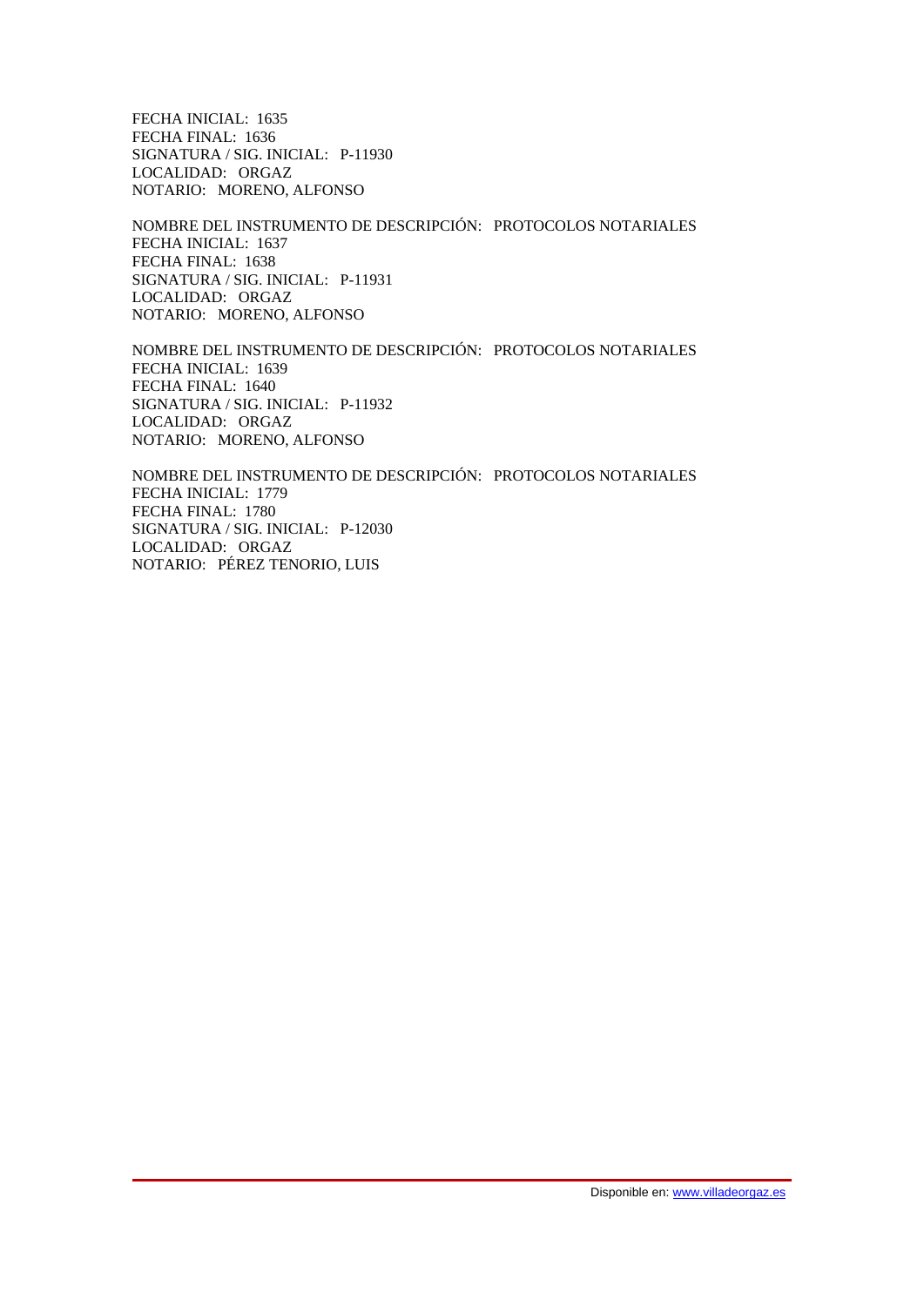FECHA INICIAL: 1635
FECHA FINAL: 1636
SIGNATURA / SIG. INICIAL: P-11930
LOCALIDAD: ORGAZ
NOTARIO: MORENO, ALFONSO

NOMBRE DEL INSTRUMENTO DE DESCRIPCIÓN: PROTOCOLOS NOTARIALES
FECHA INICIAL: 1637
FECHA FINAL: 1638
SIGNATURA / SIG. INICIAL: P-11931
LOCALIDAD: ORGAZ
NOTARIO: MORENO, ALFONSO

NOMBRE DEL INSTRUMENTO DE DESCRIPCIÓN: PROTOCOLOS NOTARIALES
FECHA INICIAL: 1639
FECHA FINAL: 1640
SIGNATURA / SIG. INICIAL: P-11932
LOCALIDAD: ORGAZ
NOTARIO: MORENO, ALFONSO

NOMBRE DEL INSTRUMENTO DE DESCRIPCIÓN: PROTOCOLOS NOTARIALES
FECHA INICIAL: 1779
FECHA FINAL: 1780
SIGNATURA / SIG. INICIAL: P-12030
LOCALIDAD: ORGAZ
NOTARIO: PÉREZ TENORIO, LUIS